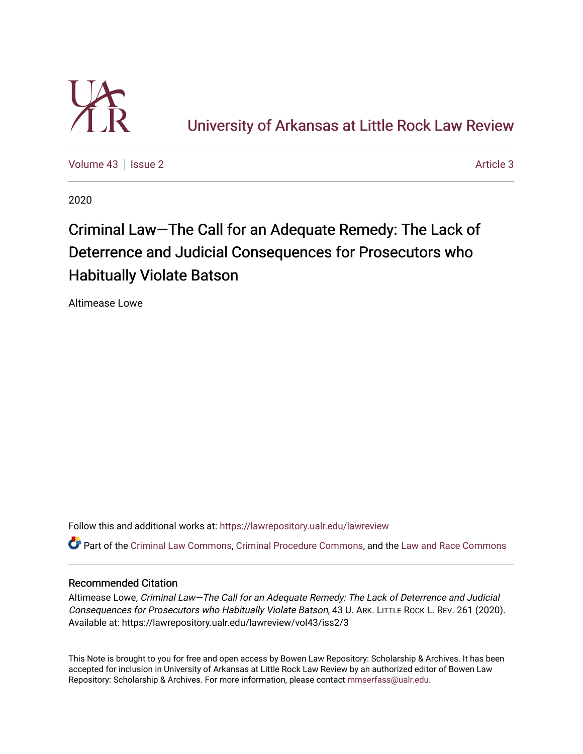# University of Arkansas at Little Rock Law Review

Volume 43 | Issue 2 | Article 3

2020

## Criminal Law—The Call for an Adequate Remedy: The Lack of Deterrence and Judicial Consequences for Prosecutors who Habitually Violate Batson

Altimease Lowe

Follow this and additional works at: https://lawrepository.ualr.edu/lawreview

Part of the Criminal Law Commons, Criminal Procedure Commons, and the Law and Race Commons

### Recommended Citation

Altimease Lowe, *Criminal Law—The Call for an Adequate Remedy: The Lack of Deterrence and Judicial Consequences for Prosecutors who Habitually Violate Batson*, 43 U. ARK. LITTLE ROCK L. REV. 261 (2020). Available at: https://lawrepository.ualr.edu/lawreview/vol43/iss2/3

This Note is brought to you for free and open access by Bowen Law Repository: Scholarship & Archives. It has been accepted for inclusion in University of Arkansas at Little Rock Law Review by an authorized editor of Bowen Law Repository: Scholarship & Archives. For more information, please contact mmserfass@ualr.edu.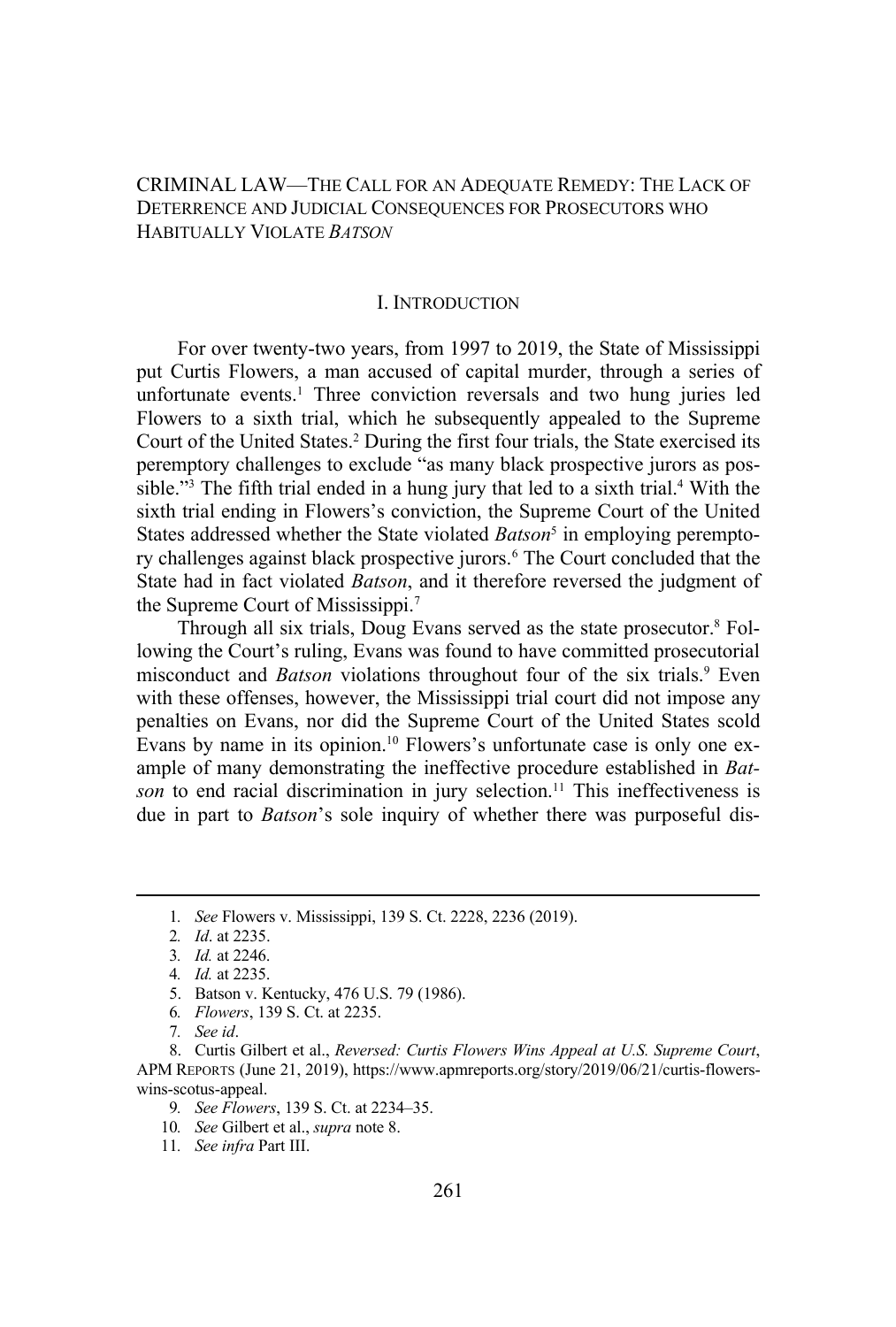CRIMINAL LAW—THE CALL FOR AN ADEQUATE REMEDY: THE LACK OF DETERRENCE AND JUDICIAL CONSEQUENCES FOR PROSECUTORS WHO HABITUALLY VIOLATE *BATSON*

## I. INTRODUCTION

For over twenty-two years, from 1997 to 2019, the State of Mississippi put Curtis Flowers, a man accused of capital murder, through a series of unfortunate events.[1] Three conviction reversals and two hung juries led Flowers to a sixth trial, which he subsequently appealed to the Supreme Court of the United States.[2] During the first four trials, the State exercised its peremptory challenges to exclude "as many black prospective jurors as possible."[3] The fifth trial ended in a hung jury that led to a sixth trial.[4] With the sixth trial ending in Flowers's conviction, the Supreme Court of the United States addressed whether the State violated *Batson*[5] in employing peremptory challenges against black prospective jurors.[6] The Court concluded that the State had in fact violated *Batson*, and it therefore reversed the judgment of the Supreme Court of Mississippi.[7]

Through all six trials, Doug Evans served as the state prosecutor.[8] Following the Court's ruling, Evans was found to have committed prosecutorial misconduct and *Batson* violations throughout four of the six trials.[9] Even with these offenses, however, the Mississippi trial court did not impose any penalties on Evans, nor did the Supreme Court of the United States scold Evans by name in its opinion.[10] Flowers's unfortunate case is only one example of many demonstrating the ineffective procedure established in *Batson* to end racial discrimination in jury selection.[11] This ineffectiveness is due in part to *Batson*'s sole inquiry of whether there was purposeful dis-

---

1. *See* Flowers v. Mississippi, 139 S. Ct. 2228, 2236 (2019).
2. *Id*. at 2235.
3. *Id.* at 2246.
4. *Id.* at 2235.
5. Batson v. Kentucky, 476 U.S. 79 (1986).
6. *Flowers*, 139 S. Ct. at 2235.
7. *See id*.
8. Curtis Gilbert et al., *Reversed: Curtis Flowers Wins Appeal at U.S. Supreme Court*, APM REPORTS (June 21, 2019), https://www.apmreports.org/story/2019/06/21/curtis-flowers-wins-scotus-appeal.
9. *See Flowers*, 139 S. Ct. at 2234–35.
10. *See* Gilbert et al., *supra* note 8.
11. *See infra* Part III.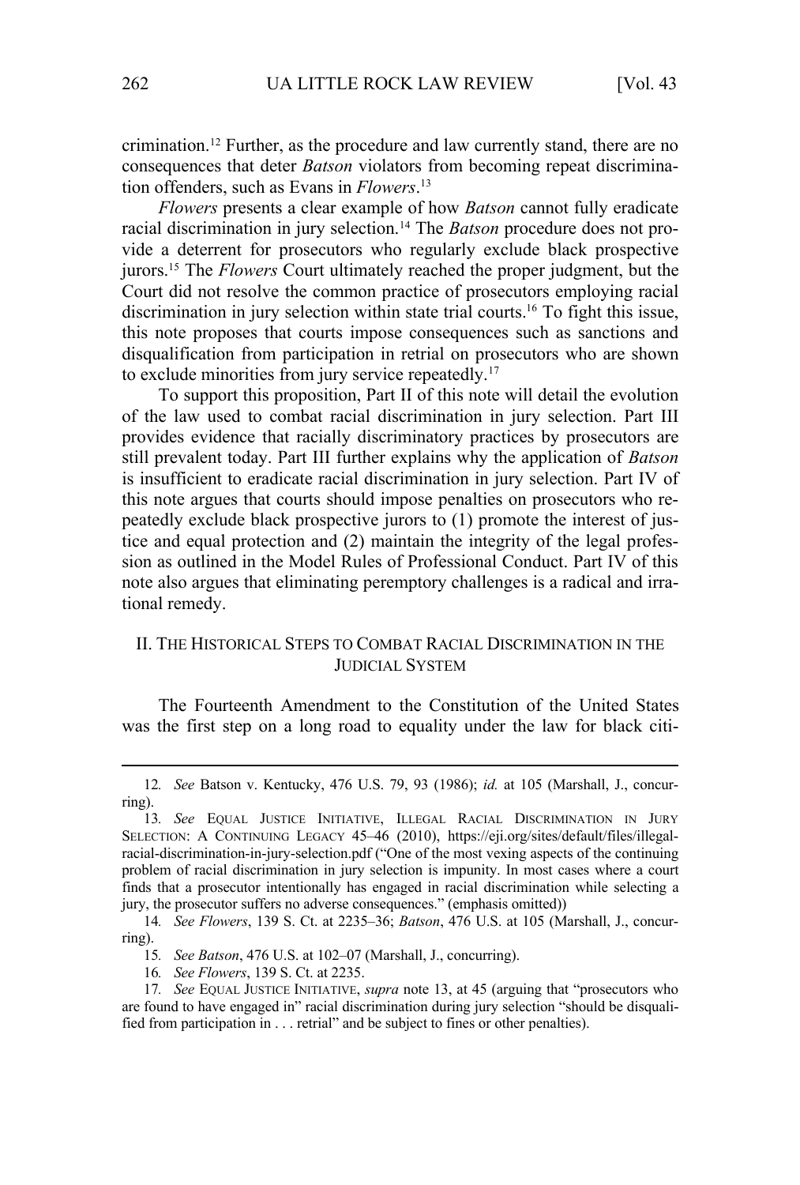crimination.[12] Further, as the procedure and law currently stand, there are no consequences that deter *Batson* violators from becoming repeat discrimination offenders, such as Evans in *Flowers*.[13]

*Flowers* presents a clear example of how *Batson* cannot fully eradicate racial discrimination in jury selection.[14] The *Batson* procedure does not provide a deterrent for prosecutors who regularly exclude black prospective jurors.[15] The *Flowers* Court ultimately reached the proper judgment, but the Court did not resolve the common practice of prosecutors employing racial discrimination in jury selection within state trial courts.[16] To fight this issue, this note proposes that courts impose consequences such as sanctions and disqualification from participation in retrial on prosecutors who are shown to exclude minorities from jury service repeatedly.[17]

To support this proposition, Part II of this note will detail the evolution of the law used to combat racial discrimination in jury selection. Part III provides evidence that racially discriminatory practices by prosecutors are still prevalent today. Part III further explains why the application of *Batson* is insufficient to eradicate racial discrimination in jury selection. Part IV of this note argues that courts should impose penalties on prosecutors who repeatedly exclude black prospective jurors to (1) promote the interest of justice and equal protection and (2) maintain the integrity of the legal profession as outlined in the Model Rules of Professional Conduct. Part IV of this note also argues that eliminating peremptory challenges is a radical and irrational remedy.

## II. THE HISTORICAL STEPS TO COMBAT RACIAL DISCRIMINATION IN THE JUDICIAL SYSTEM

The Fourteenth Amendment to the Constitution of the United States was the first step on a long road to equality under the law for black citi-

---

12. *See* Batson v. Kentucky, 476 U.S. 79, 93 (1986); *id.* at 105 (Marshall, J., concurring).

13. *See* EQUAL JUSTICE INITIATIVE, ILLEGAL RACIAL DISCRIMINATION IN JURY SELECTION: A CONTINUING LEGACY 45–46 (2010), https://eji.org/sites/default/files/illegal-racial-discrimination-in-jury-selection.pdf ("One of the most vexing aspects of the continuing problem of racial discrimination in jury selection is impunity. In most cases where a court finds that a prosecutor intentionally has engaged in racial discrimination while selecting a jury, the prosecutor suffers no adverse consequences." (emphasis omitted))

14. *See Flowers*, 139 S. Ct. at 2235–36; *Batson*, 476 U.S. at 105 (Marshall, J., concurring).

15. *See Batson*, 476 U.S. at 102–07 (Marshall, J., concurring).

16. *See Flowers*, 139 S. Ct. at 2235.

17. *See* EQUAL JUSTICE INITIATIVE, *supra* note 13, at 45 (arguing that "prosecutors who are found to have engaged in" racial discrimination during jury selection "should be disqualified from participation in . . . retrial" and be subject to fines or other penalties).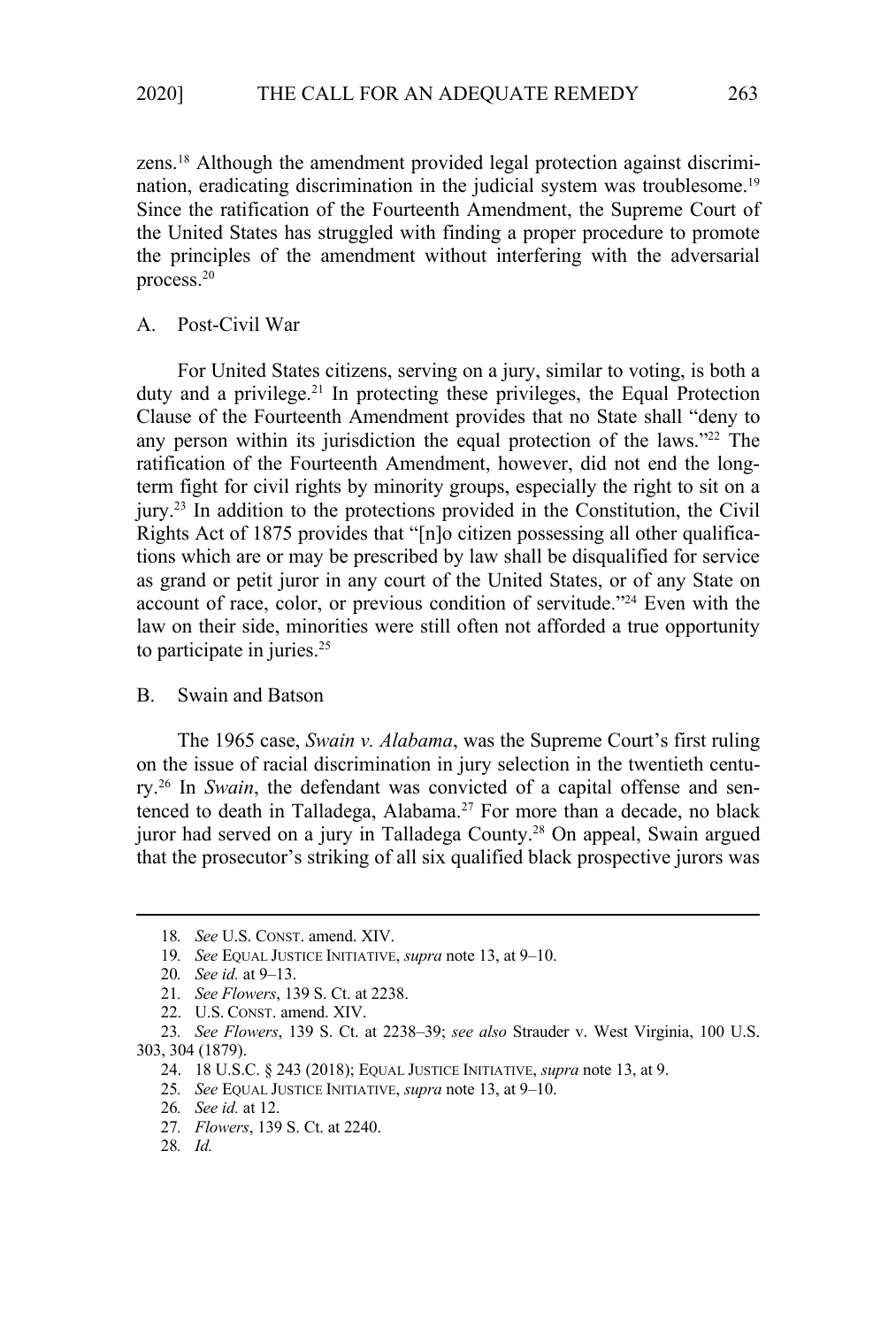zens.[18] Although the amendment provided legal protection against discrimination, eradicating discrimination in the judicial system was troublesome.[19] Since the ratification of the Fourteenth Amendment, the Supreme Court of the United States has struggled with finding a proper procedure to promote the principles of the amendment without interfering with the adversarial process.[20]

## A. Post-Civil War

For United States citizens, serving on a jury, similar to voting, is both a duty and a privilege.[21] In protecting these privileges, the Equal Protection Clause of the Fourteenth Amendment provides that no State shall "deny to any person within its jurisdiction the equal protection of the laws."[22] The ratification of the Fourteenth Amendment, however, did not end the long-term fight for civil rights by minority groups, especially the right to sit on a jury.[23] In addition to the protections provided in the Constitution, the Civil Rights Act of 1875 provides that "[n]o citizen possessing all other qualifications which are or may be prescribed by law shall be disqualified for service as grand or petit juror in any court of the United States, or of any State on account of race, color, or previous condition of servitude."[24] Even with the law on their side, minorities were still often not afforded a true opportunity to participate in juries.[25]

## B. Swain and Batson

The 1965 case, *Swain v. Alabama*, was the Supreme Court's first ruling on the issue of racial discrimination in jury selection in the twentieth century.[26] In *Swain*, the defendant was convicted of a capital offense and sentenced to death in Talladega, Alabama.[27] For more than a decade, no black juror had served on a jury in Talladega County.[28] On appeal, Swain argued that the prosecutor's striking of all six qualified black prospective jurors was

---

18. *See* U.S. CONST. amend. XIV.

19. *See* EQUAL JUSTICE INITIATIVE, *supra* note 13, at 9–10.

20. *See id.* at 9–13.

21. *See Flowers*, 139 S. Ct. at 2238.

22. U.S. CONST. amend. XIV.

23. *See Flowers*, 139 S. Ct. at 2238–39; *see also* Strauder v. West Virginia, 100 U.S. 303, 304 (1879).

24. 18 U.S.C. § 243 (2018); EQUAL JUSTICE INITIATIVE, *supra* note 13, at 9.

25. *See* EQUAL JUSTICE INITIATIVE, *supra* note 13, at 9–10.

26. *See id.* at 12.

27. *Flowers*, 139 S. Ct. at 2240.

28. *Id.*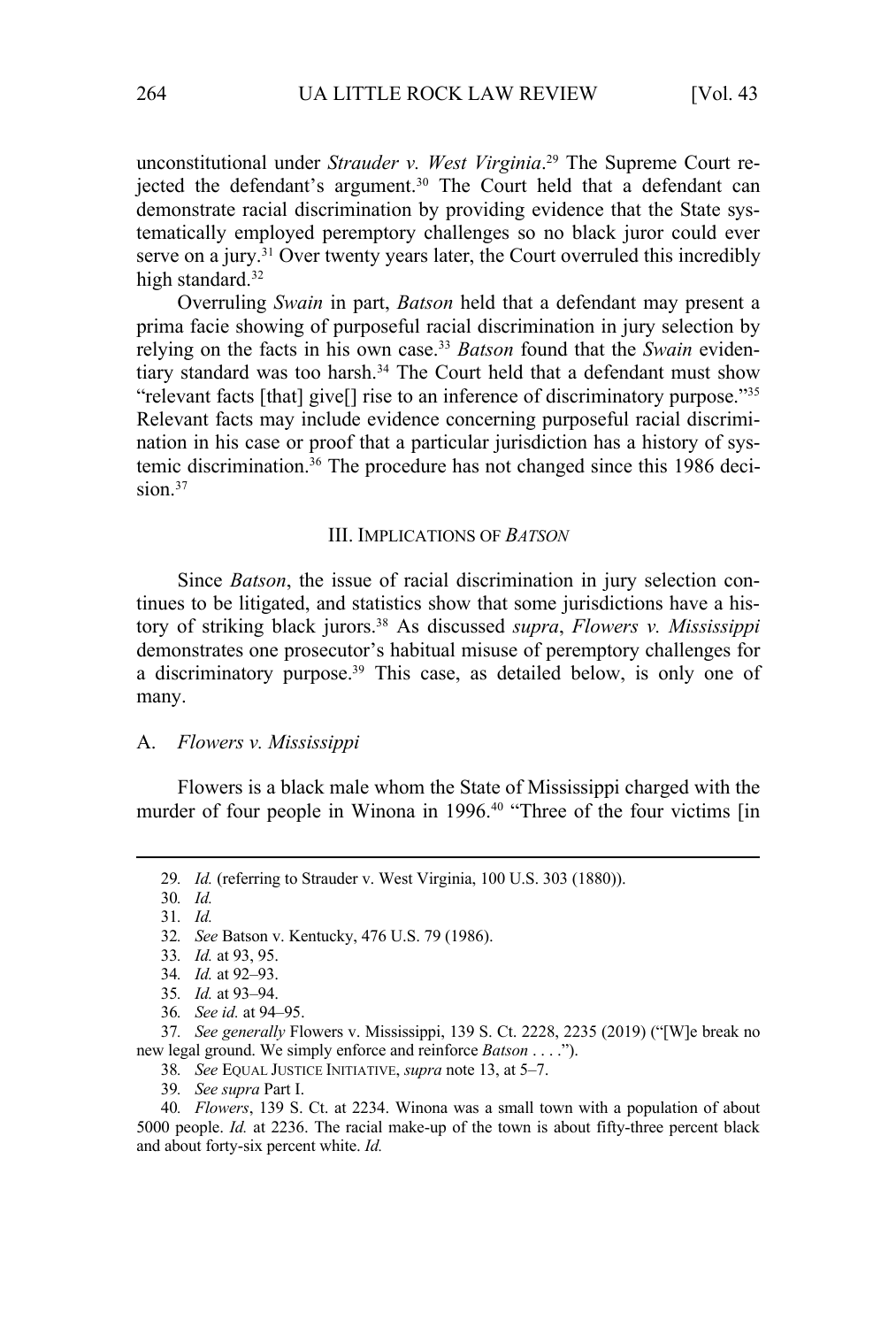unconstitutional under *Strauder v. West Virginia*.[29] The Supreme Court rejected the defendant's argument.[30] The Court held that a defendant can demonstrate racial discrimination by providing evidence that the State systematically employed peremptory challenges so no black juror could ever serve on a jury.[31] Over twenty years later, the Court overruled this incredibly high standard.[32]

Overruling *Swain* in part, *Batson* held that a defendant may present a prima facie showing of purposeful racial discrimination in jury selection by relying on the facts in his own case.[33] *Batson* found that the *Swain* evidentiary standard was too harsh.[34] The Court held that a defendant must show "relevant facts [that] give[] rise to an inference of discriminatory purpose."[35] Relevant facts may include evidence concerning purposeful racial discrimination in his case or proof that a particular jurisdiction has a history of systemic discrimination.[36] The procedure has not changed since this 1986 decision.[37]

## III. IMPLICATIONS OF *BATSON*

Since *Batson*, the issue of racial discrimination in jury selection continues to be litigated, and statistics show that some jurisdictions have a history of striking black jurors.[38] As discussed *supra*, *Flowers v. Mississippi* demonstrates one prosecutor's habitual misuse of peremptory challenges for a discriminatory purpose.[39] This case, as detailed below, is only one of many.

### A. *Flowers v. Mississippi*

Flowers is a black male whom the State of Mississippi charged with the murder of four people in Winona in 1996.[40] "Three of the four victims [in

---

29. *Id.* (referring to Strauder v. West Virginia, 100 U.S. 303 (1880)).

30. *Id.*

31. *Id.*

32. *See* Batson v. Kentucky, 476 U.S. 79 (1986).

33. *Id.* at 93, 95.

34. *Id.* at 92–93.

35. *Id.* at 93–94.

36. *See id.* at 94–95.

37. *See generally* Flowers v. Mississippi, 139 S. Ct. 2228, 2235 (2019) ("[W]e break no new legal ground. We simply enforce and reinforce *Batson* . . . .").

38. *See* EQUAL JUSTICE INITIATIVE, *supra* note 13, at 5–7.

39. *See supra* Part I.

40. *Flowers*, 139 S. Ct. at 2234. Winona was a small town with a population of about 5000 people. *Id.* at 2236. The racial make-up of the town is about fifty-three percent black and about forty-six percent white. *Id.*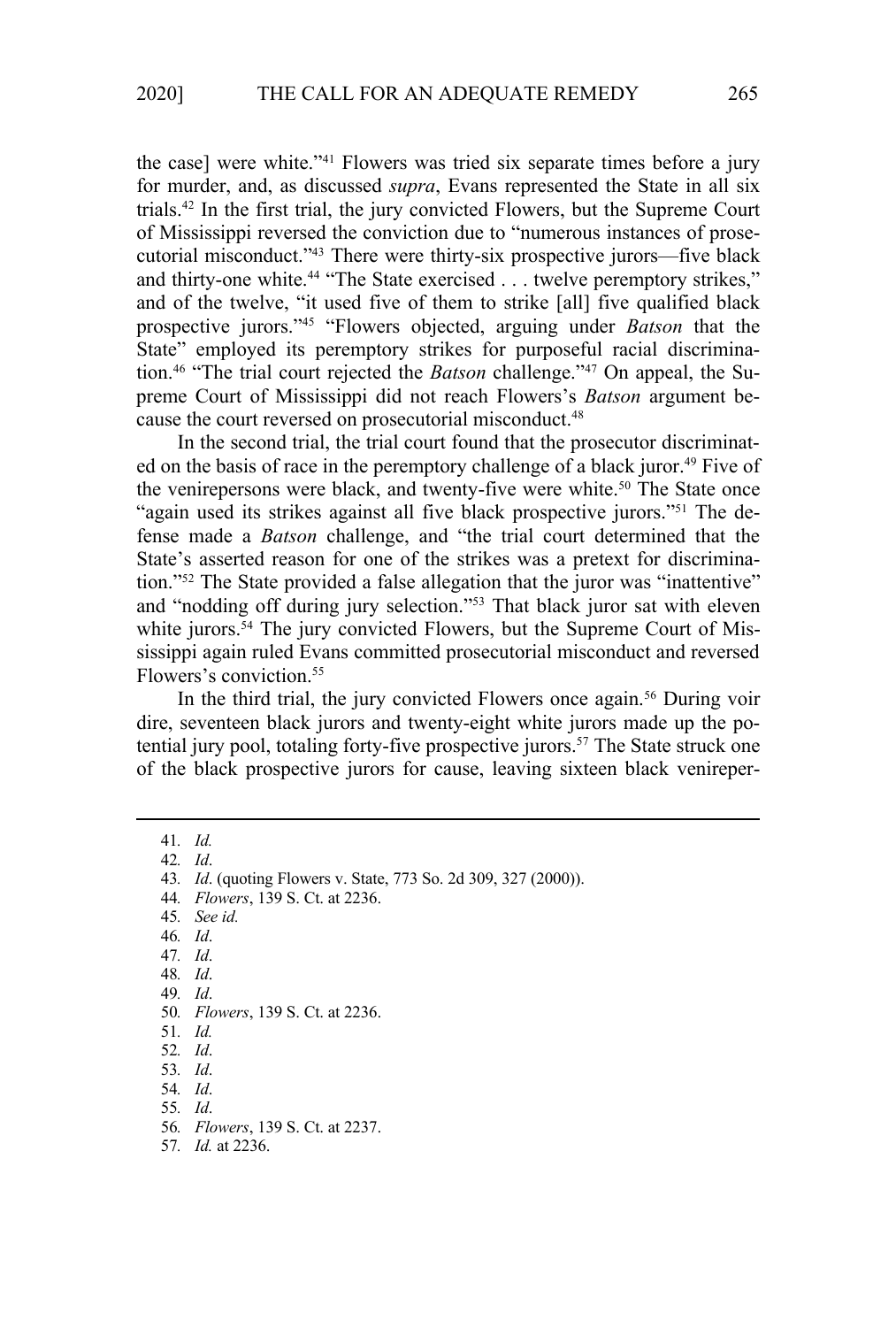the case] were white."[41] Flowers was tried six separate times before a jury for murder, and, as discussed *supra*, Evans represented the State in all six trials.[42] In the first trial, the jury convicted Flowers, but the Supreme Court of Mississippi reversed the conviction due to "numerous instances of prosecutorial misconduct."[43] There were thirty-six prospective jurors—five black and thirty-one white.[44] "The State exercised . . . twelve peremptory strikes," and of the twelve, "it used five of them to strike [all] five qualified black prospective jurors."[45] "Flowers objected, arguing under *Batson* that the State" employed its peremptory strikes for purposeful racial discrimination.[46] "The trial court rejected the *Batson* challenge."[47] On appeal, the Supreme Court of Mississippi did not reach Flowers's *Batson* argument because the court reversed on prosecutorial misconduct.[48]

In the second trial, the trial court found that the prosecutor discriminated on the basis of race in the peremptory challenge of a black juror.[49] Five of the venirepersons were black, and twenty-five were white.[50] The State once "again used its strikes against all five black prospective jurors."[51] The defense made a *Batson* challenge, and "the trial court determined that the State's asserted reason for one of the strikes was a pretext for discrimination."[52] The State provided a false allegation that the juror was "inattentive" and "nodding off during jury selection."[53] That black juror sat with eleven white jurors.[54] The jury convicted Flowers, but the Supreme Court of Mississippi again ruled Evans committed prosecutorial misconduct and reversed Flowers's conviction.[55]

In the third trial, the jury convicted Flowers once again.[56] During voir dire, seventeen black jurors and twenty-eight white jurors made up the potential jury pool, totaling forty-five prospective jurors.[57] The State struck one of the black prospective jurors for cause, leaving sixteen black venireper-

---

41. *Id.*
42. *Id*.
43. *Id*. (quoting Flowers v. State, 773 So. 2d 309, 327 (2000)).
44. *Flowers*, 139 S. Ct. at 2236.
45. *See id.*
46. *Id*.
47. *Id*.
48. *Id*.
49. *Id*.
50. *Flowers*, 139 S. Ct. at 2236.
51. *Id.*
52. *Id*.
53. *Id*.
54. *Id*.
55. *Id*.
56. *Flowers*, 139 S. Ct. at 2237.
57. *Id.* at 2236.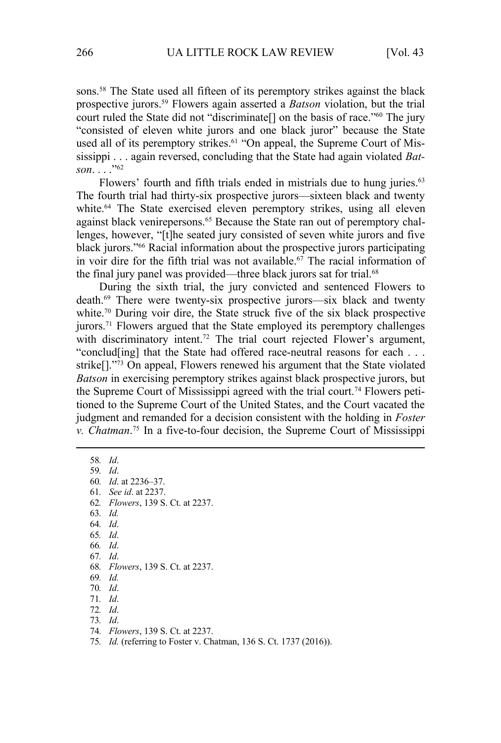sons.[58] The State used all fifteen of its peremptory strikes against the black prospective jurors.[59] Flowers again asserted a *Batson* violation, but the trial court ruled the State did not "discriminate[] on the basis of race."[60] The jury "consisted of eleven white jurors and one black juror" because the State used all of its peremptory strikes.[61] "On appeal, the Supreme Court of Mississippi . . . again reversed, concluding that the State had again violated *Batson*. . . ."[62]

Flowers' fourth and fifth trials ended in mistrials due to hung juries.[63] The fourth trial had thirty-six prospective jurors—sixteen black and twenty white.[64] The State exercised eleven peremptory strikes, using all eleven against black venirepersons.[65] Because the State ran out of peremptory challenges, however, "[t]he seated jury consisted of seven white jurors and five black jurors."[66] Racial information about the prospective jurors participating in voir dire for the fifth trial was not available.[67] The racial information of the final jury panel was provided—three black jurors sat for trial.[68]

During the sixth trial, the jury convicted and sentenced Flowers to death.[69] There were twenty-six prospective jurors—six black and twenty white.[70] During voir dire, the State struck five of the six black prospective jurors.[71] Flowers argued that the State employed its peremptory challenges with discriminatory intent.[72] The trial court rejected Flower's argument, "conclud[ing] that the State had offered race-neutral reasons for each . . . strike[]."[73] On appeal, Flowers renewed his argument that the State violated *Batson* in exercising peremptory strikes against black prospective jurors, but the Supreme Court of Mississippi agreed with the trial court.[74] Flowers petitioned to the Supreme Court of the United States, and the Court vacated the judgment and remanded for a decision consistent with the holding in *Foster v. Chatman*.[75] In a five-to-four decision, the Supreme Court of Mississippi

---

58. *Id*.
59. *Id*.
60. *Id*. at 2236–37.
61. *See id*. at 2237.
62. *Flowers*, 139 S. Ct. at 2237.
63. *Id.*
64. *Id*.
65. *Id*.
66. *Id*.
67. *Id*.
68. *Flowers*, 139 S. Ct. at 2237.
69. *Id.*
70. *Id*.
71. *Id*.
72. *Id*.
73. *Id*.
74. *Flowers*, 139 S. Ct. at 2237.
75. *Id.* (referring to Foster v. Chatman, 136 S. Ct. 1737 (2016)).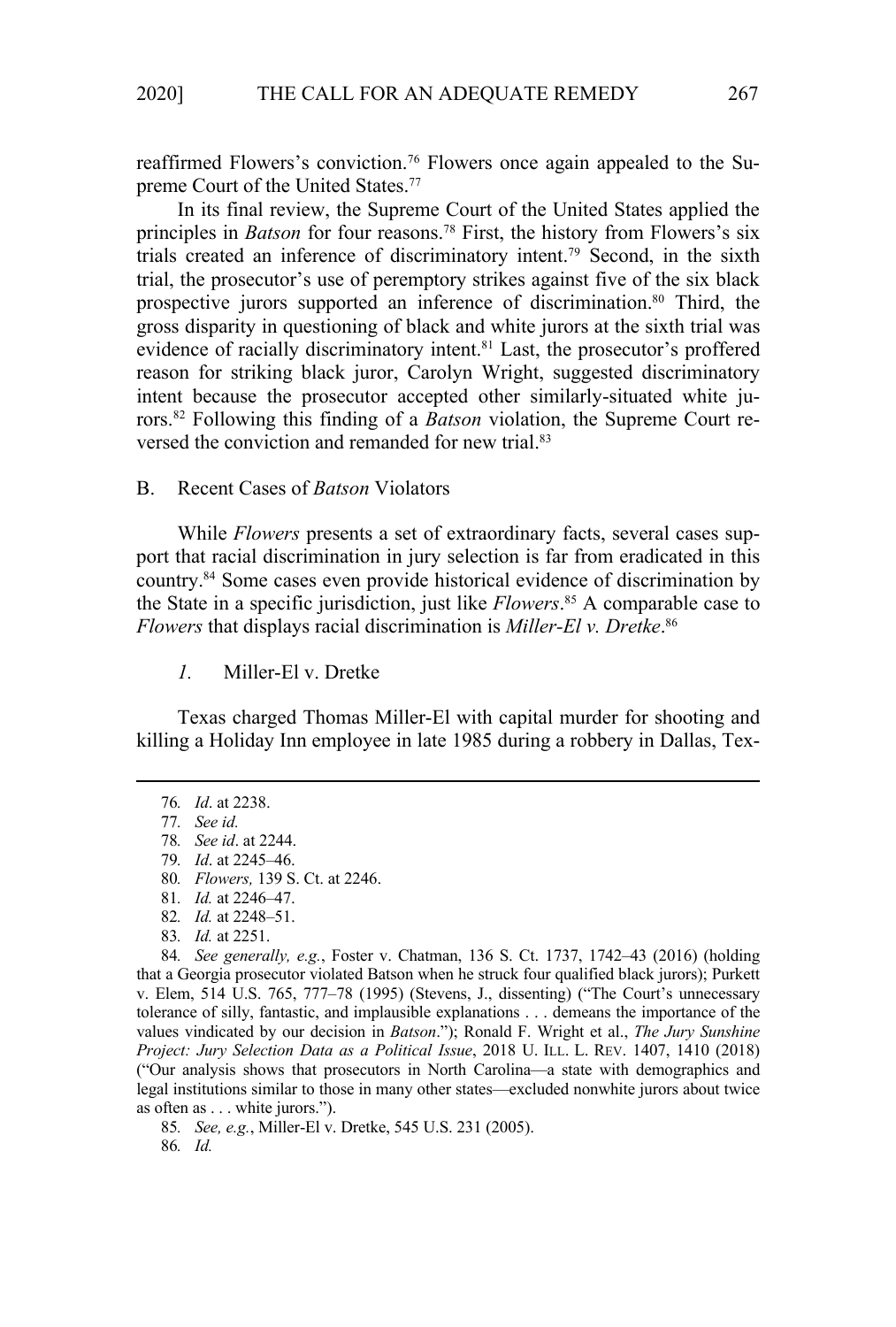reaffirmed Flowers's conviction.[76] Flowers once again appealed to the Supreme Court of the United States.[77]

In its final review, the Supreme Court of the United States applied the principles in *Batson* for four reasons.[78] First, the history from Flowers's six trials created an inference of discriminatory intent.[79] Second, in the sixth trial, the prosecutor's use of peremptory strikes against five of the six black prospective jurors supported an inference of discrimination.[80] Third, the gross disparity in questioning of black and white jurors at the sixth trial was evidence of racially discriminatory intent.[81] Last, the prosecutor's proffered reason for striking black juror, Carolyn Wright, suggested discriminatory intent because the prosecutor accepted other similarly-situated white jurors.[82] Following this finding of a *Batson* violation, the Supreme Court reversed the conviction and remanded for new trial.[83]

### B. Recent Cases of *Batson* Violators

While *Flowers* presents a set of extraordinary facts, several cases support that racial discrimination in jury selection is far from eradicated in this country.[84] Some cases even provide historical evidence of discrimination by the State in a specific jurisdiction, just like *Flowers*.[85] A comparable case to *Flowers* that displays racial discrimination is *Miller-El v. Dretke*.[86]

#### *1.* Miller-El v. Dretke

Texas charged Thomas Miller-El with capital murder for shooting and killing a Holiday Inn employee in late 1985 during a robbery in Dallas, Tex-

---

76. *Id*. at 2238.

77. *See id.*

78. *See id*. at 2244.

79. *Id*. at 2245–46.

80. *Flowers,* 139 S. Ct. at 2246.

81. *Id.* at 2246–47.

82. *Id.* at 2248–51.

83. *Id.* at 2251.

84. *See generally, e.g.*, Foster v. Chatman, 136 S. Ct. 1737, 1742–43 (2016) (holding that a Georgia prosecutor violated Batson when he struck four qualified black jurors); Purkett v. Elem, 514 U.S. 765, 777–78 (1995) (Stevens, J., dissenting) ("The Court's unnecessary tolerance of silly, fantastic, and implausible explanations . . . demeans the importance of the values vindicated by our decision in *Batson*."); Ronald F. Wright et al., *The Jury Sunshine Project: Jury Selection Data as a Political Issue*, 2018 U. ILL. L. REV. 1407, 1410 (2018) ("Our analysis shows that prosecutors in North Carolina—a state with demographics and legal institutions similar to those in many other states—excluded nonwhite jurors about twice as often as . . . white jurors.").

85. *See, e.g.*, Miller-El v. Dretke, 545 U.S. 231 (2005).

86. *Id.*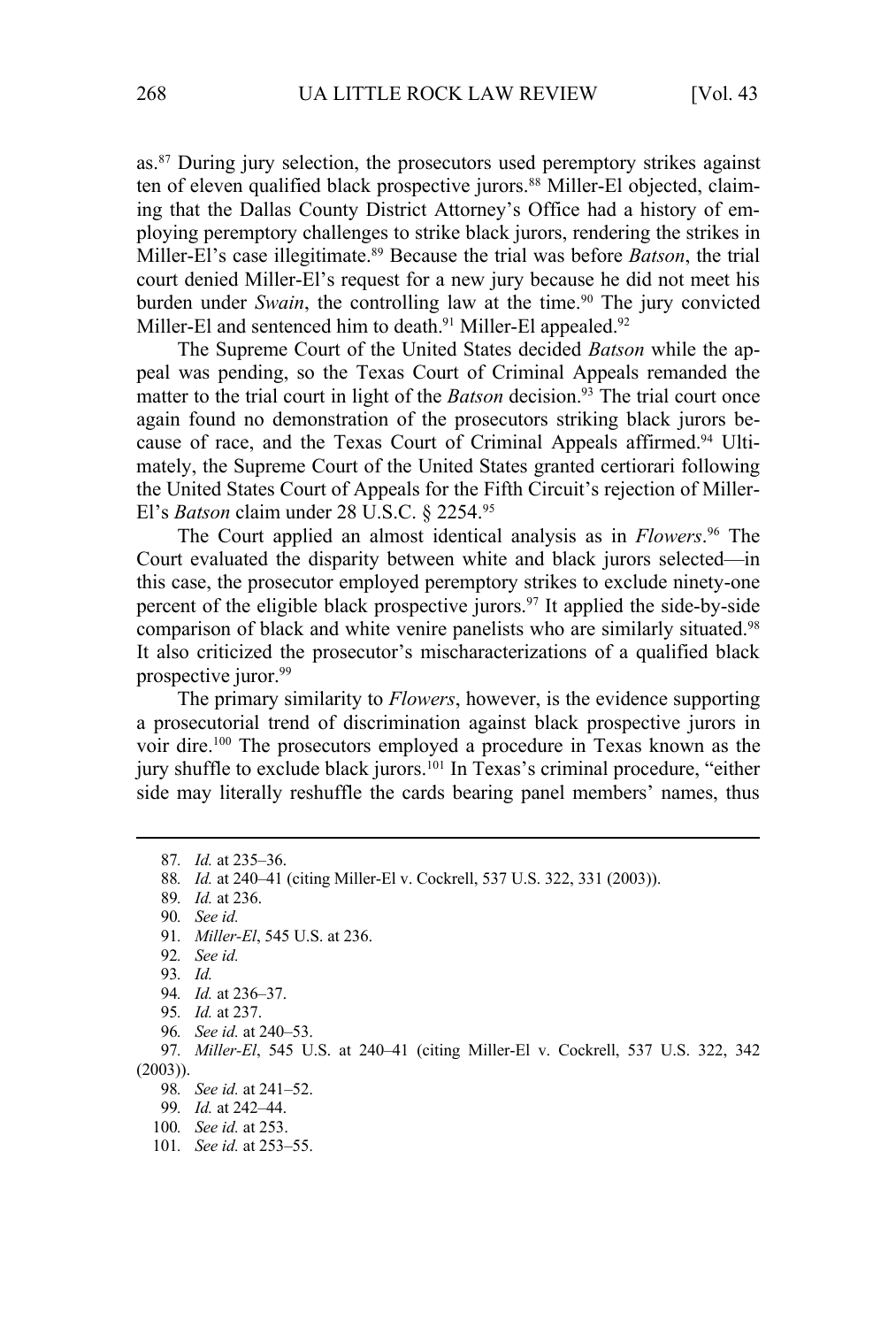as.[87] During jury selection, the prosecutors used peremptory strikes against ten of eleven qualified black prospective jurors.[88] Miller-El objected, claiming that the Dallas County District Attorney's Office had a history of employing peremptory challenges to strike black jurors, rendering the strikes in Miller-El's case illegitimate.[89] Because the trial was before *Batson*, the trial court denied Miller-El's request for a new jury because he did not meet his burden under *Swain*, the controlling law at the time.[90] The jury convicted Miller-El and sentenced him to death.[91] Miller-El appealed.[92]

The Supreme Court of the United States decided *Batson* while the appeal was pending, so the Texas Court of Criminal Appeals remanded the matter to the trial court in light of the *Batson* decision.[93] The trial court once again found no demonstration of the prosecutors striking black jurors because of race, and the Texas Court of Criminal Appeals affirmed.[94] Ultimately, the Supreme Court of the United States granted certiorari following the United States Court of Appeals for the Fifth Circuit's rejection of Miller-El's *Batson* claim under 28 U.S.C. § 2254.[95]

The Court applied an almost identical analysis as in *Flowers*.[96] The Court evaluated the disparity between white and black jurors selected—in this case, the prosecutor employed peremptory strikes to exclude ninety-one percent of the eligible black prospective jurors.[97] It applied the side-by-side comparison of black and white venire panelists who are similarly situated.[98] It also criticized the prosecutor's mischaracterizations of a qualified black prospective juror.[99]

The primary similarity to *Flowers*, however, is the evidence supporting a prosecutorial trend of discrimination against black prospective jurors in voir dire.[100] The prosecutors employed a procedure in Texas known as the jury shuffle to exclude black jurors.[101] In Texas's criminal procedure, "either side may literally reshuffle the cards bearing panel members' names, thus

---

87. *Id.* at 235–36.
88. *Id.* at 240–41 (citing Miller-El v. Cockrell, 537 U.S. 322, 331 (2003)).
89. *Id.* at 236.
90. *See id.*
91. *Miller-El*, 545 U.S. at 236.
92. *See id.*
93. *Id.*
94. *Id.* at 236–37.
95. *Id.* at 237.
96. *See id.* at 240–53.
97. *Miller-El*, 545 U.S. at 240–41 (citing Miller-El v. Cockrell, 537 U.S. 322, 342 (2003)).
98. *See id.* at 241–52.
99. *Id.* at 242–44.
100. *See id.* at 253.
101. *See id.* at 253–55.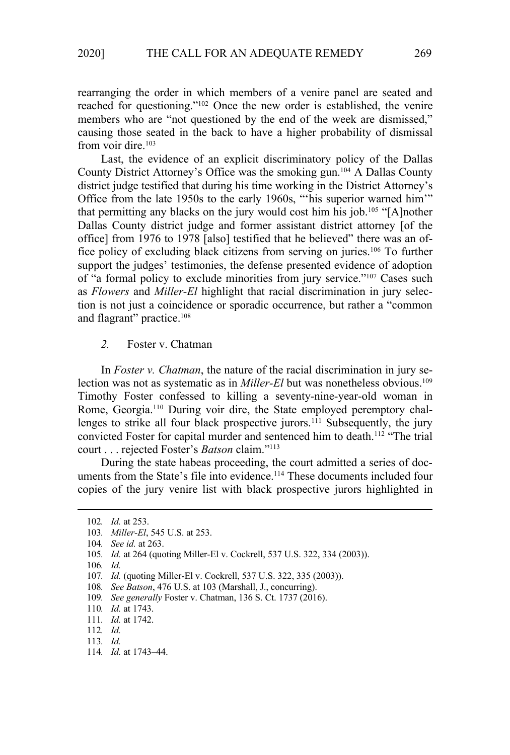rearranging the order in which members of a venire panel are seated and reached for questioning."[102] Once the new order is established, the venire members who are "not questioned by the end of the week are dismissed," causing those seated in the back to have a higher probability of dismissal from voir dire.[103]

Last, the evidence of an explicit discriminatory policy of the Dallas County District Attorney's Office was the smoking gun.[104] A Dallas County district judge testified that during his time working in the District Attorney's Office from the late 1950s to the early 1960s, "'his superior warned him'" that permitting any blacks on the jury would cost him his job.[105] "[A]nother Dallas County district judge and former assistant district attorney [of the office] from 1976 to 1978 [also] testified that he believed" there was an office policy of excluding black citizens from serving on juries.[106] To further support the judges' testimonies, the defense presented evidence of adoption of "a formal policy to exclude minorities from jury service."[107] Cases such as *Flowers* and *Miller-El* highlight that racial discrimination in jury selection is not just a coincidence or sporadic occurrence, but rather a "common and flagrant" practice.[108]

### *2.* Foster v. Chatman

In *Foster v. Chatman*, the nature of the racial discrimination in jury selection was not as systematic as in *Miller-El* but was nonetheless obvious.[109] Timothy Foster confessed to killing a seventy-nine-year-old woman in Rome, Georgia.[110] During voir dire, the State employed peremptory challenges to strike all four black prospective jurors.[111] Subsequently, the jury convicted Foster for capital murder and sentenced him to death.[112] "The trial court . . . rejected Foster's *Batson* claim."[113]

During the state habeas proceeding, the court admitted a series of documents from the State's file into evidence.[114] These documents included four copies of the jury venire list with black prospective jurors highlighted in

---

102. *Id.* at 253.
103. *Miller-El*, 545 U.S. at 253.
104. *See id.* at 263.
105. *Id.* at 264 (quoting Miller-El v. Cockrell, 537 U.S. 322, 334 (2003)).
106. *Id.*
107. *Id.* (quoting Miller-El v. Cockrell, 537 U.S. 322, 335 (2003)).
108. *See Batson*, 476 U.S. at 103 (Marshall, J., concurring).
109. *See generally* Foster v. Chatman, 136 S. Ct. 1737 (2016).
110. *Id.* at 1743.
111. *Id.* at 1742.
112. *Id.*
113. *Id.*
114. *Id.* at 1743–44.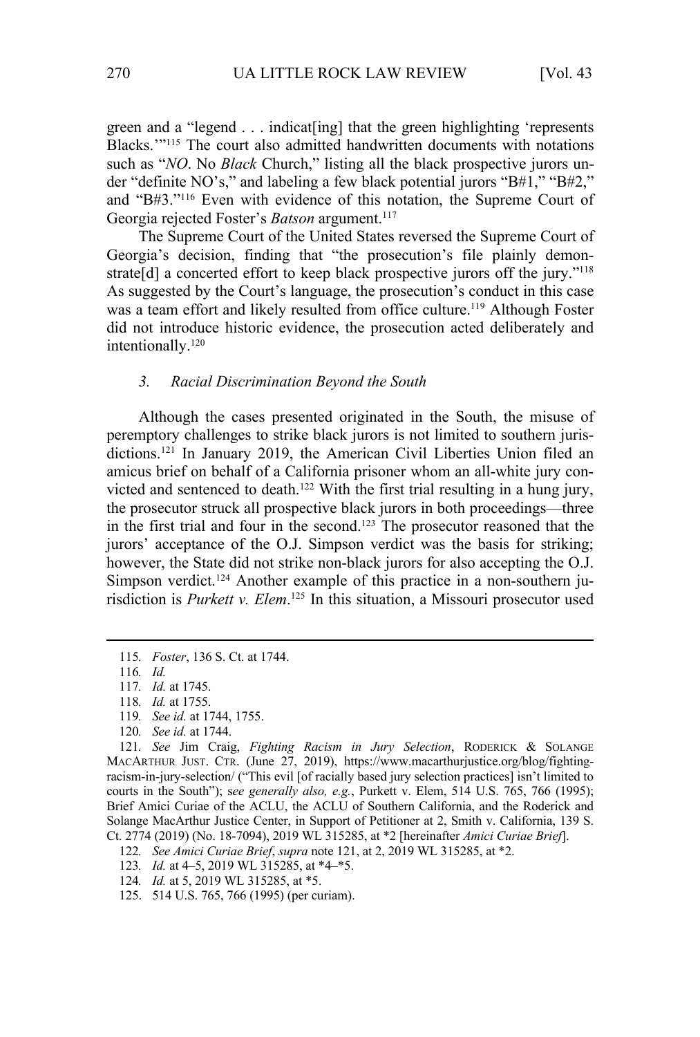green and a "legend . . . indicat[ing] that the green highlighting 'represents Blacks.'"[115] The court also admitted handwritten documents with notations such as "*NO*. No *Black* Church," listing all the black prospective jurors under "definite NO's," and labeling a few black potential jurors "B#1," "B#2," and "B#3."[116] Even with evidence of this notation, the Supreme Court of Georgia rejected Foster's *Batson* argument.[117]

The Supreme Court of the United States reversed the Supreme Court of Georgia's decision, finding that "the prosecution's file plainly demonstrate[d] a concerted effort to keep black prospective jurors off the jury."[118] As suggested by the Court's language, the prosecution's conduct in this case was a team effort and likely resulted from office culture.[119] Although Foster did not introduce historic evidence, the prosecution acted deliberately and intentionally.[120]

### *3. Racial Discrimination Beyond the South*

Although the cases presented originated in the South, the misuse of peremptory challenges to strike black jurors is not limited to southern jurisdictions.[121] In January 2019, the American Civil Liberties Union filed an amicus brief on behalf of a California prisoner whom an all-white jury convicted and sentenced to death.[122] With the first trial resulting in a hung jury, the prosecutor struck all prospective black jurors in both proceedings—three in the first trial and four in the second.[123] The prosecutor reasoned that the jurors' acceptance of the O.J. Simpson verdict was the basis for striking; however, the State did not strike non-black jurors for also accepting the O.J. Simpson verdict.[124] Another example of this practice in a non-southern jurisdiction is *Purkett v. Elem*.[125] In this situation, a Missouri prosecutor used

---

115. *Foster*, 136 S. Ct. at 1744.

116. *Id.*

117. *Id.* at 1745.

118. *Id.* at 1755.

119. *See id.* at 1744, 1755.

120. *See id.* at 1744.

121. *See* Jim Craig, *Fighting Racism in Jury Selection*, RODERICK & SOLANGE MACARTHUR JUST. CTR. (June 27, 2019), https://www.macarthurjustice.org/blog/fighting-racism-in-jury-selection/ ("This evil [of racially based jury selection practices] isn't limited to courts in the South"); s*ee generally also, e.g.*, Purkett v. Elem, 514 U.S. 765, 766 (1995); Brief Amici Curiae of the ACLU, the ACLU of Southern California, and the Roderick and Solange MacArthur Justice Center, in Support of Petitioner at 2, Smith v. California, 139 S. Ct. 2774 (2019) (No. 18-7094), 2019 WL 315285, at *2 [hereinafter *Amici Curiae Brief*].

122. *See Amici Curiae Brief*, *supra* note 121, at 2, 2019 WL 315285, at *2.

123. *Id.* at 4–5, 2019 WL 315285, at *4–*5.

124. *Id.* at 5, 2019 WL 315285, at *5.

125. 514 U.S. 765, 766 (1995) (per curiam).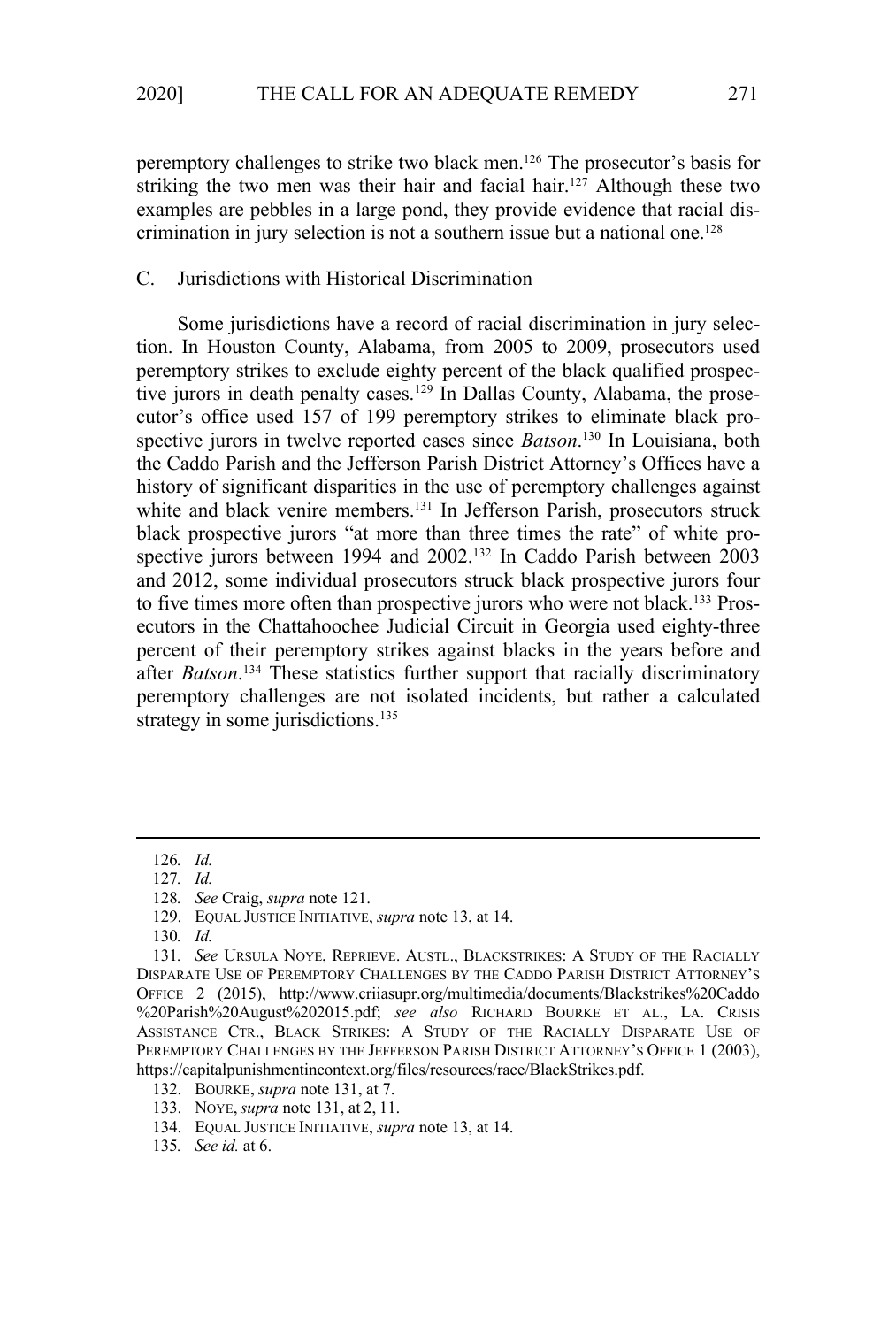peremptory challenges to strike two black men.[126] The prosecutor's basis for striking the two men was their hair and facial hair.[127] Although these two examples are pebbles in a large pond, they provide evidence that racial discrimination in jury selection is not a southern issue but a national one.[128]

### C. Jurisdictions with Historical Discrimination

Some jurisdictions have a record of racial discrimination in jury selection. In Houston County, Alabama, from 2005 to 2009, prosecutors used peremptory strikes to exclude eighty percent of the black qualified prospective jurors in death penalty cases.[129] In Dallas County, Alabama, the prosecutor's office used 157 of 199 peremptory strikes to eliminate black prospective jurors in twelve reported cases since *Batson*.[130] In Louisiana, both the Caddo Parish and the Jefferson Parish District Attorney's Offices have a history of significant disparities in the use of peremptory challenges against white and black venire members.[131] In Jefferson Parish, prosecutors struck black prospective jurors "at more than three times the rate" of white prospective jurors between 1994 and 2002.[132] In Caddo Parish between 2003 and 2012, some individual prosecutors struck black prospective jurors four to five times more often than prospective jurors who were not black.[133] Prosecutors in the Chattahoochee Judicial Circuit in Georgia used eighty-three percent of their peremptory strikes against blacks in the years before and after *Batson*.[134] These statistics further support that racially discriminatory peremptory challenges are not isolated incidents, but rather a calculated strategy in some jurisdictions.[135]

---

126. *Id.*

127. *Id.*

128. *See* Craig, *supra* note 121.

129. EQUAL JUSTICE INITIATIVE, *supra* note 13, at 14.

130. *Id.*

131. *See* URSULA NOYE, REPRIEVE. AUSTL., BLACKSTRIKES: A STUDY OF THE RACIALLY DISPARATE USE OF PEREMPTORY CHALLENGES BY THE CADDO PARISH DISTRICT ATTORNEY'S OFFICE 2 (2015), http://www.criiasupr.org/multimedia/documents/Blackstrikes%20Caddo%20Parish%20August%202015.pdf; *see also* RICHARD BOURKE ET AL., LA. CRISIS ASSISTANCE CTR., BLACK STRIKES: A STUDY OF THE RACIALLY DISPARATE USE OF PEREMPTORY CHALLENGES BY THE JEFFERSON PARISH DISTRICT ATTORNEY'S OFFICE 1 (2003), https://capitalpunishmentincontext.org/files/resources/race/BlackStrikes.pdf.

132. BOURKE, *supra* note 131, at 7.

133. NOYE, *supra* note 131, at 2, 11.

134. EQUAL JUSTICE INITIATIVE, *supra* note 13, at 14.

135. *See id.* at 6.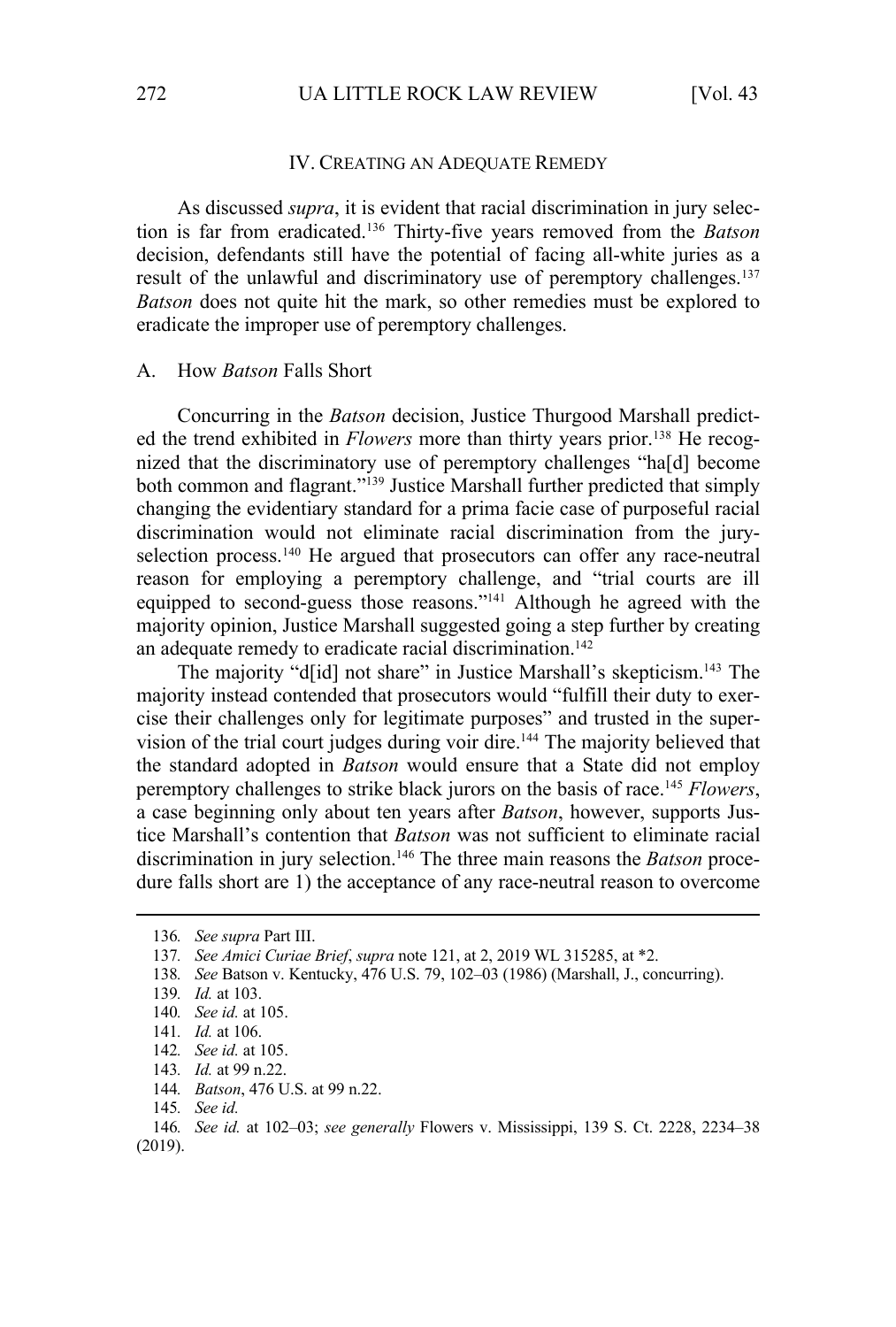## IV. CREATING AN ADEQUATE REMEDY

As discussed *supra*, it is evident that racial discrimination in jury selection is far from eradicated.[136] Thirty-five years removed from the *Batson* decision, defendants still have the potential of facing all-white juries as a result of the unlawful and discriminatory use of peremptory challenges.[137] *Batson* does not quite hit the mark, so other remedies must be explored to eradicate the improper use of peremptory challenges.

### A. How *Batson* Falls Short

Concurring in the *Batson* decision, Justice Thurgood Marshall predicted the trend exhibited in *Flowers* more than thirty years prior.[138] He recognized that the discriminatory use of peremptory challenges "ha[d] become both common and flagrant."[139] Justice Marshall further predicted that simply changing the evidentiary standard for a prima facie case of purposeful racial discrimination would not eliminate racial discrimination from the jury-selection process.[140] He argued that prosecutors can offer any race-neutral reason for employing a peremptory challenge, and "trial courts are ill equipped to second-guess those reasons."[141] Although he agreed with the majority opinion, Justice Marshall suggested going a step further by creating an adequate remedy to eradicate racial discrimination.[142]

The majority "d[id] not share" in Justice Marshall's skepticism.[143] The majority instead contended that prosecutors would "fulfill their duty to exercise their challenges only for legitimate purposes" and trusted in the supervision of the trial court judges during voir dire.[144] The majority believed that the standard adopted in *Batson* would ensure that a State did not employ peremptory challenges to strike black jurors on the basis of race.[145] *Flowers*, a case beginning only about ten years after *Batson*, however, supports Justice Marshall's contention that *Batson* was not sufficient to eliminate racial discrimination in jury selection.[146] The three main reasons the *Batson* procedure falls short are 1) the acceptance of any race-neutral reason to overcome

---

136. *See supra* Part III.

137. *See Amici Curiae Brief*, *supra* note 121, at 2, 2019 WL 315285, at *2.

138. *See* Batson v. Kentucky, 476 U.S. 79, 102–03 (1986) (Marshall, J., concurring).

139. *Id.* at 103.

140. *See id.* at 105.

141. *Id.* at 106.

142. *See id.* at 105.

143. *Id.* at 99 n.22.

144. *Batson*, 476 U.S. at 99 n.22.

145. *See id.*

146. *See id.* at 102–03; *see generally* Flowers v. Mississippi, 139 S. Ct. 2228, 2234–38 (2019).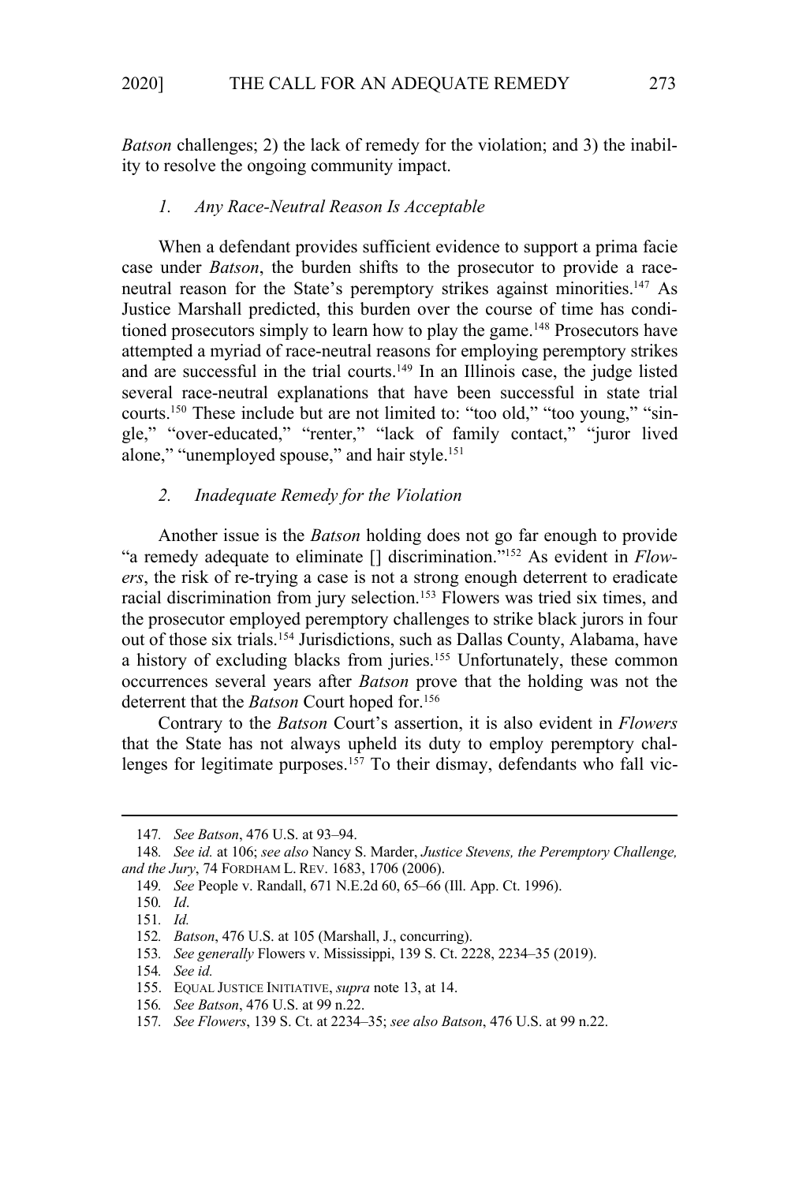*Batson* challenges; 2) the lack of remedy for the violation; and 3) the inability to resolve the ongoing community impact.

### *1. Any Race-Neutral Reason Is Acceptable*

When a defendant provides sufficient evidence to support a prima facie case under *Batson*, the burden shifts to the prosecutor to provide a race-neutral reason for the State's peremptory strikes against minorities.[147] As Justice Marshall predicted, this burden over the course of time has conditioned prosecutors simply to learn how to play the game.[148] Prosecutors have attempted a myriad of race-neutral reasons for employing peremptory strikes and are successful in the trial courts.[149] In an Illinois case, the judge listed several race-neutral explanations that have been successful in state trial courts.[150] These include but are not limited to: "too old," "too young," "single," "over-educated," "renter," "lack of family contact," "juror lived alone," "unemployed spouse," and hair style.[151]

### *2. Inadequate Remedy for the Violation*

Another issue is the *Batson* holding does not go far enough to provide "a remedy adequate to eliminate [] discrimination."[152] As evident in *Flowers*, the risk of re-trying a case is not a strong enough deterrent to eradicate racial discrimination from jury selection.[153] Flowers was tried six times, and the prosecutor employed peremptory challenges to strike black jurors in four out of those six trials.[154] Jurisdictions, such as Dallas County, Alabama, have a history of excluding blacks from juries.[155] Unfortunately, these common occurrences several years after *Batson* prove that the holding was not the deterrent that the *Batson* Court hoped for.[156]

Contrary to the *Batson* Court's assertion, it is also evident in *Flowers* that the State has not always upheld its duty to employ peremptory challenges for legitimate purposes.[157] To their dismay, defendants who fall vic-

---

147. *See Batson*, 476 U.S. at 93–94.

148. *See id.* at 106; *see also* Nancy S. Marder, *Justice Stevens, the Peremptory Challenge, and the Jury*, 74 FORDHAM L. REV. 1683, 1706 (2006).

149. *See* People v. Randall, 671 N.E.2d 60, 65–66 (Ill. App. Ct. 1996).

150. *Id*.

151. *Id.*

152. *Batson*, 476 U.S. at 105 (Marshall, J., concurring).

153. *See generally* Flowers v. Mississippi, 139 S. Ct. 2228, 2234–35 (2019).

154. *See id.*

155. EQUAL JUSTICE INITIATIVE, *supra* note 13, at 14.

156. *See Batson*, 476 U.S. at 99 n.22.

157. *See Flowers*, 139 S. Ct. at 2234–35; *see also Batson*, 476 U.S. at 99 n.22.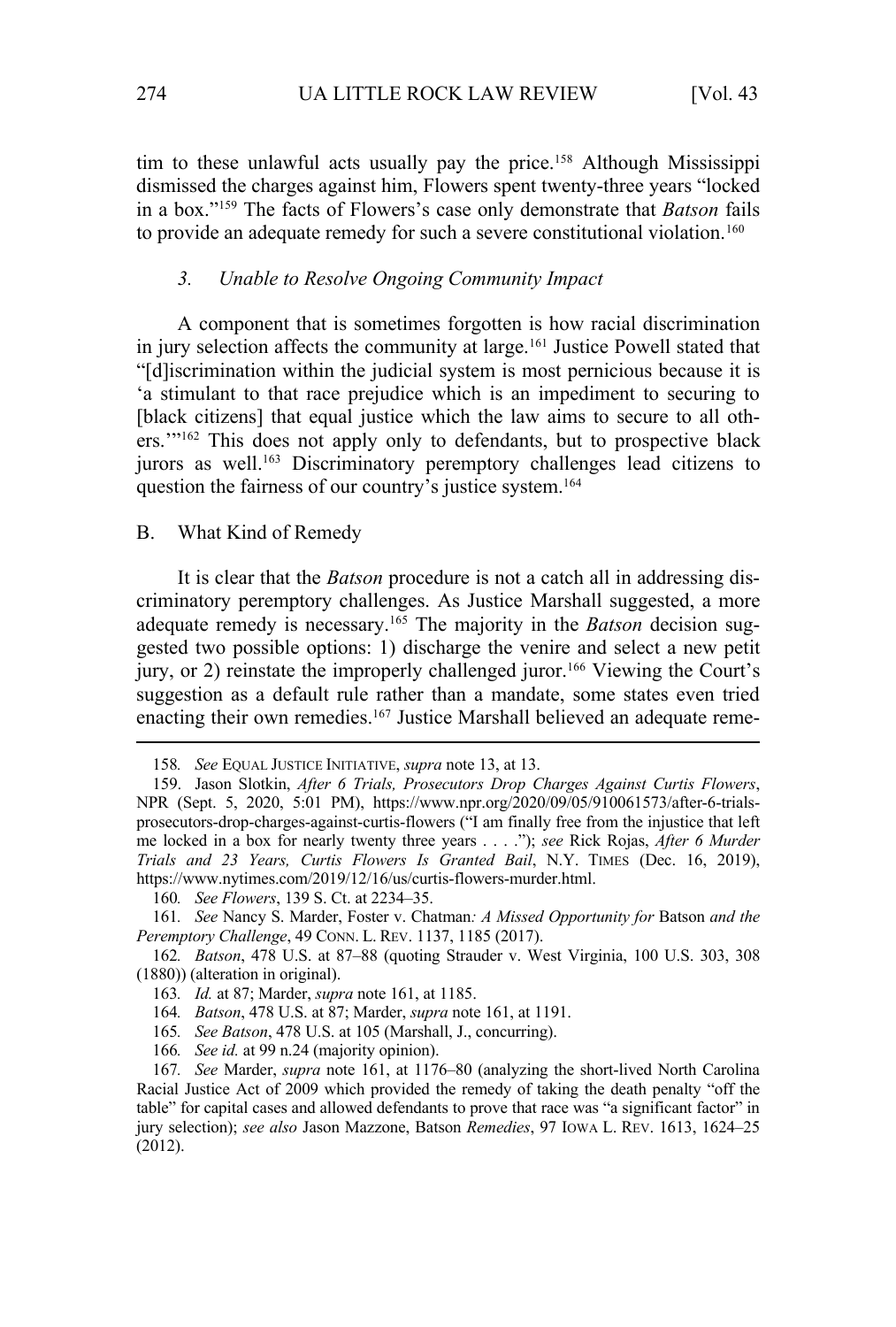tim to these unlawful acts usually pay the price.[158] Although Mississippi dismissed the charges against him, Flowers spent twenty-three years "locked in a box."[159] The facts of Flowers's case only demonstrate that *Batson* fails to provide an adequate remedy for such a severe constitutional violation.[160]

### *3. Unable to Resolve Ongoing Community Impact*

A component that is sometimes forgotten is how racial discrimination in jury selection affects the community at large.[161] Justice Powell stated that "[d]iscrimination within the judicial system is most pernicious because it is 'a stimulant to that race prejudice which is an impediment to securing to [black citizens] that equal justice which the law aims to secure to all others.'"[162] This does not apply only to defendants, but to prospective black jurors as well.[163] Discriminatory peremptory challenges lead citizens to question the fairness of our country's justice system.[164]

## B. What Kind of Remedy

It is clear that the *Batson* procedure is not a catch all in addressing discriminatory peremptory challenges. As Justice Marshall suggested, a more adequate remedy is necessary.[165] The majority in the *Batson* decision suggested two possible options: 1) discharge the venire and select a new petit jury, or 2) reinstate the improperly challenged juror.[166] Viewing the Court's suggestion as a default rule rather than a mandate, some states even tried enacting their own remedies.[167] Justice Marshall believed an adequate reme-

---

158. *See* EQUAL JUSTICE INITIATIVE, *supra* note 13, at 13.

159. Jason Slotkin, *After 6 Trials, Prosecutors Drop Charges Against Curtis Flowers*, NPR (Sept. 5, 2020, 5:01 PM), https://www.npr.org/2020/09/05/910061573/after-6-trials-prosecutors-drop-charges-against-curtis-flowers ("I am finally free from the injustice that left me locked in a box for nearly twenty three years . . . ."); *see* Rick Rojas, *After 6 Murder Trials and 23 Years, Curtis Flowers Is Granted Bail*, N.Y. TIMES (Dec. 16, 2019), https://www.nytimes.com/2019/12/16/us/curtis-flowers-murder.html.

160. *See Flowers*, 139 S. Ct. at 2234–35.

161. *See* Nancy S. Marder, Foster v. Chatman*: A Missed Opportunity for* Batson *and the Peremptory Challenge*, 49 CONN. L. REV. 1137, 1185 (2017).

162. *Batson*, 478 U.S. at 87–88 (quoting Strauder v. West Virginia, 100 U.S. 303, 308 (1880)) (alteration in original).

163. *Id.* at 87; Marder, *supra* note 161, at 1185.

164. *Batson*, 478 U.S. at 87; Marder, *supra* note 161, at 1191.

165. *See Batson*, 478 U.S. at 105 (Marshall, J., concurring).

166. *See id.* at 99 n.24 (majority opinion).

167. *See* Marder, *supra* note 161, at 1176–80 (analyzing the short-lived North Carolina Racial Justice Act of 2009 which provided the remedy of taking the death penalty "off the table" for capital cases and allowed defendants to prove that race was "a significant factor" in jury selection); *see also* Jason Mazzone, Batson *Remedies*, 97 IOWA L. REV. 1613, 1624–25 (2012).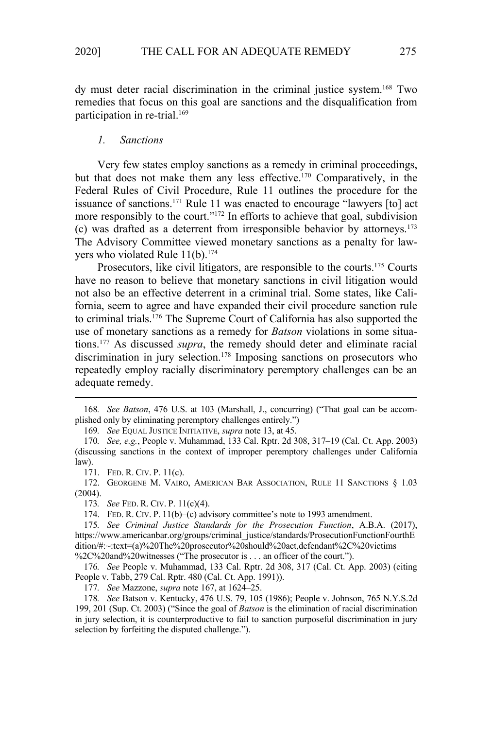dy must deter racial discrimination in the criminal justice system.[168] Two remedies that focus on this goal are sanctions and the disqualification from participation in re-trial.[169]

### *1. Sanctions*

Very few states employ sanctions as a remedy in criminal proceedings, but that does not make them any less effective.[170] Comparatively, in the Federal Rules of Civil Procedure, Rule 11 outlines the procedure for the issuance of sanctions.[171] Rule 11 was enacted to encourage "lawyers [to] act more responsibly to the court."[172] In efforts to achieve that goal, subdivision (c) was drafted as a deterrent from irresponsible behavior by attorneys.[173] The Advisory Committee viewed monetary sanctions as a penalty for lawyers who violated Rule 11(b).[174]

Prosecutors, like civil litigators, are responsible to the courts.[175] Courts have no reason to believe that monetary sanctions in civil litigation would not also be an effective deterrent in a criminal trial. Some states, like California, seem to agree and have expanded their civil procedure sanction rule to criminal trials.[176] The Supreme Court of California has also supported the use of monetary sanctions as a remedy for *Batson* violations in some situations.[177] As discussed *supra*, the remedy should deter and eliminate racial discrimination in jury selection.[178] Imposing sanctions on prosecutors who repeatedly employ racially discriminatory peremptory challenges can be an adequate remedy.

---

168. *See Batson*, 476 U.S. at 103 (Marshall, J., concurring) ("That goal can be accomplished only by eliminating peremptory challenges entirely.")

169. *See* EQUAL JUSTICE INITIATIVE, *supra* note 13, at 45.

170. *See, e.g.*, People v. Muhammad, 133 Cal. Rptr. 2d 308, 317–19 (Cal. Ct. App. 2003) (discussing sanctions in the context of improper peremptory challenges under California law).

171. FED. R. CIV. P. 11(c).

172. GEORGENE M. VAIRO, AMERICAN BAR ASSOCIATION, RULE 11 SANCTIONS § 1.03 (2004).

173. *See* FED. R. CIV. P. 11(c)(4).

174. FED. R. CIV. P. 11(b)–(c) advisory committee's note to 1993 amendment.

175. *See Criminal Justice Standards for the Prosecution Function*, A.B.A. (2017), https://www.americanbar.org/groups/criminal_justice/standards/ProsecutionFunctionFourthEdition/#:~:text=(a)%20The%20prosecutor%20should%20act,defendant%2C%20victims%2C%20and%20witnesses ("The prosecutor is . . . an officer of the court.").

176. *See* People v. Muhammad, 133 Cal. Rptr. 2d 308, 317 (Cal. Ct. App. 2003) (citing People v. Tabb, 279 Cal. Rptr. 480 (Cal. Ct. App. 1991)).

177. *See* Mazzone, *supra* note 167, at 1624–25.

178. *See* Batson v. Kentucky, 476 U.S. 79, 105 (1986); People v. Johnson, 765 N.Y.S.2d 199, 201 (Sup. Ct. 2003) ("Since the goal of *Batson* is the elimination of racial discrimination in jury selection, it is counterproductive to fail to sanction purposeful discrimination in jury selection by forfeiting the disputed challenge.").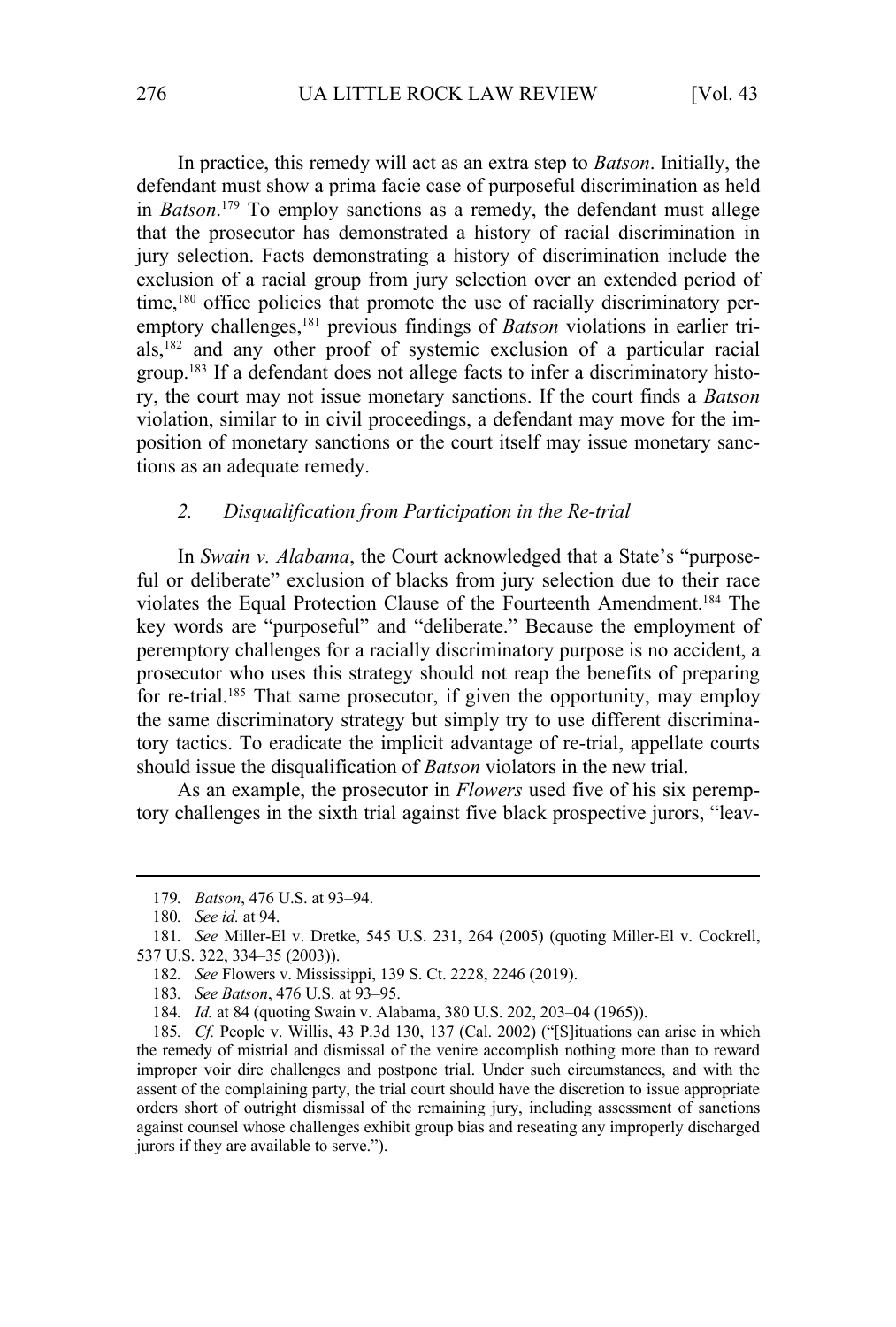In practice, this remedy will act as an extra step to *Batson*. Initially, the defendant must show a prima facie case of purposeful discrimination as held in *Batson*.[179] To employ sanctions as a remedy, the defendant must allege that the prosecutor has demonstrated a history of racial discrimination in jury selection. Facts demonstrating a history of discrimination include the exclusion of a racial group from jury selection over an extended period of time,[180] office policies that promote the use of racially discriminatory peremptory challenges,[181] previous findings of *Batson* violations in earlier trials,[182] and any other proof of systemic exclusion of a particular racial group.[183] If a defendant does not allege facts to infer a discriminatory history, the court may not issue monetary sanctions. If the court finds a *Batson* violation, similar to in civil proceedings, a defendant may move for the imposition of monetary sanctions or the court itself may issue monetary sanctions as an adequate remedy.

### *2. Disqualification from Participation in the Re-trial*

In *Swain v. Alabama*, the Court acknowledged that a State's "purposeful or deliberate" exclusion of blacks from jury selection due to their race violates the Equal Protection Clause of the Fourteenth Amendment.[184] The key words are "purposeful" and "deliberate." Because the employment of peremptory challenges for a racially discriminatory purpose is no accident, a prosecutor who uses this strategy should not reap the benefits of preparing for re-trial.[185] That same prosecutor, if given the opportunity, may employ the same discriminatory strategy but simply try to use different discriminatory tactics. To eradicate the implicit advantage of re-trial, appellate courts should issue the disqualification of *Batson* violators in the new trial.

As an example, the prosecutor in *Flowers* used five of his six peremptory challenges in the sixth trial against five black prospective jurors, "leav-

---

179. *Batson*, 476 U.S. at 93–94.

180. *See id.* at 94.

181. *See* Miller-El v. Dretke, 545 U.S. 231, 264 (2005) (quoting Miller-El v. Cockrell, 537 U.S. 322, 334–35 (2003)).

182. *See* Flowers v. Mississippi, 139 S. Ct. 2228, 2246 (2019).

183. *See Batson*, 476 U.S. at 93–95.

184. *Id.* at 84 (quoting Swain v. Alabama, 380 U.S. 202, 203–04 (1965)).

185. *Cf.* People v. Willis, 43 P.3d 130, 137 (Cal. 2002) ("[S]ituations can arise in which the remedy of mistrial and dismissal of the venire accomplish nothing more than to reward improper voir dire challenges and postpone trial. Under such circumstances, and with the assent of the complaining party, the trial court should have the discretion to issue appropriate orders short of outright dismissal of the remaining jury, including assessment of sanctions against counsel whose challenges exhibit group bias and reseating any improperly discharged jurors if they are available to serve.").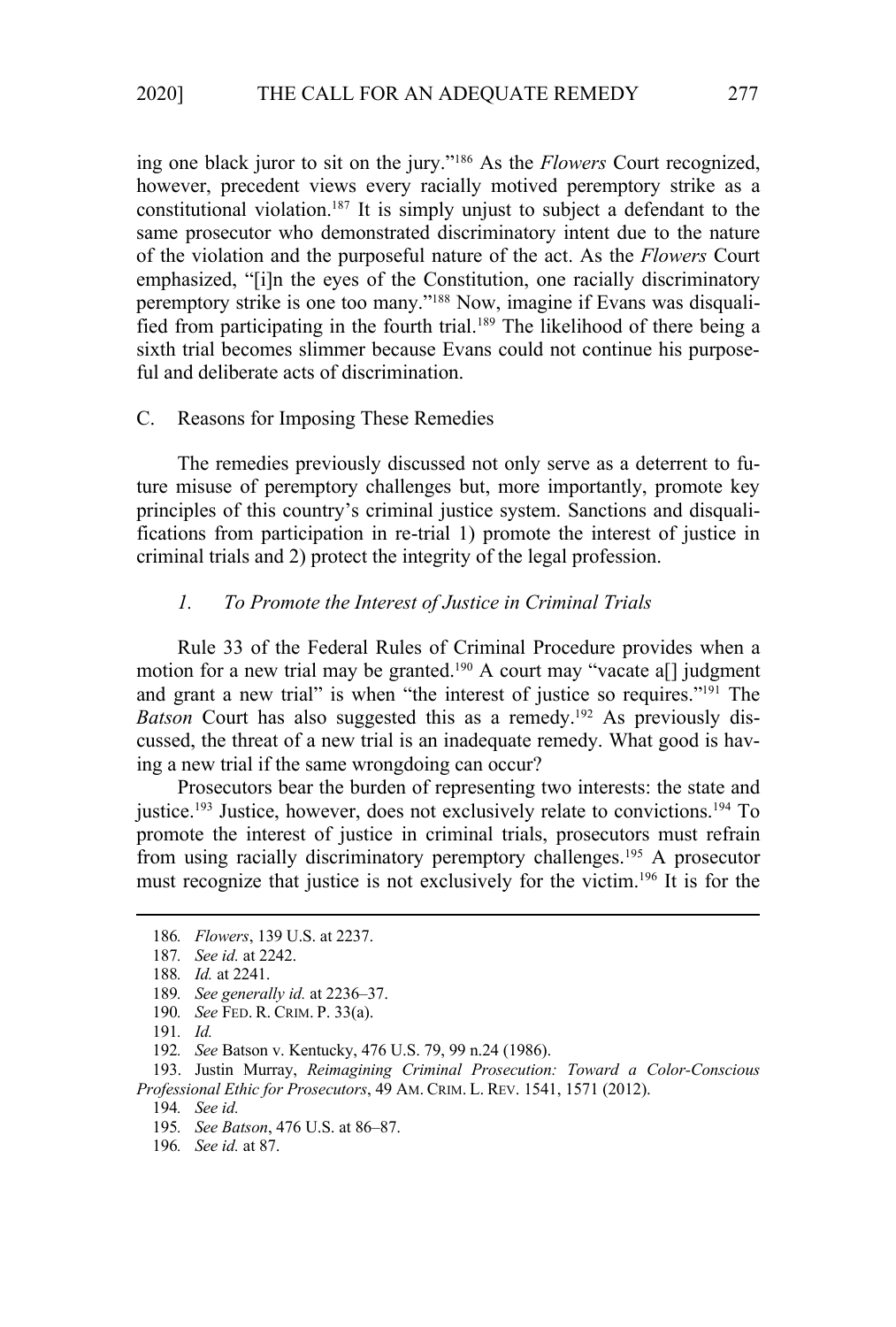ing one black juror to sit on the jury."[186] As the *Flowers* Court recognized, however, precedent views every racially motived peremptory strike as a constitutional violation.[187] It is simply unjust to subject a defendant to the same prosecutor who demonstrated discriminatory intent due to the nature of the violation and the purposeful nature of the act. As the *Flowers* Court emphasized, "[i]n the eyes of the Constitution, one racially discriminatory peremptory strike is one too many."[188] Now, imagine if Evans was disqualified from participating in the fourth trial.[189] The likelihood of there being a sixth trial becomes slimmer because Evans could not continue his purposeful and deliberate acts of discrimination.

### C. Reasons for Imposing These Remedies

The remedies previously discussed not only serve as a deterrent to future misuse of peremptory challenges but, more importantly, promote key principles of this country's criminal justice system. Sanctions and disqualifications from participation in re-trial 1) promote the interest of justice in criminal trials and 2) protect the integrity of the legal profession.

#### *1. To Promote the Interest of Justice in Criminal Trials*

Rule 33 of the Federal Rules of Criminal Procedure provides when a motion for a new trial may be granted.[190] A court may "vacate a[] judgment and grant a new trial" is when "the interest of justice so requires."[191] The *Batson* Court has also suggested this as a remedy.[192] As previously discussed, the threat of a new trial is an inadequate remedy. What good is having a new trial if the same wrongdoing can occur?

Prosecutors bear the burden of representing two interests: the state and justice.[193] Justice, however, does not exclusively relate to convictions.[194] To promote the interest of justice in criminal trials, prosecutors must refrain from using racially discriminatory peremptory challenges.[195] A prosecutor must recognize that justice is not exclusively for the victim.[196] It is for the

---

186. *Flowers*, 139 U.S. at 2237.

187. *See id.* at 2242.

188. *Id.* at 2241.

189. *See generally id.* at 2236–37.

190. *See* FED. R. CRIM. P. 33(a).

191. *Id.*

192. *See* Batson v. Kentucky, 476 U.S. 79, 99 n.24 (1986).

193. Justin Murray, *Reimagining Criminal Prosecution: Toward a Color-Conscious Professional Ethic for Prosecutors*, 49 AM. CRIM. L. REV. 1541, 1571 (2012).

194. *See id.*

195. *See Batson*, 476 U.S. at 86–87.

196. *See id.* at 87.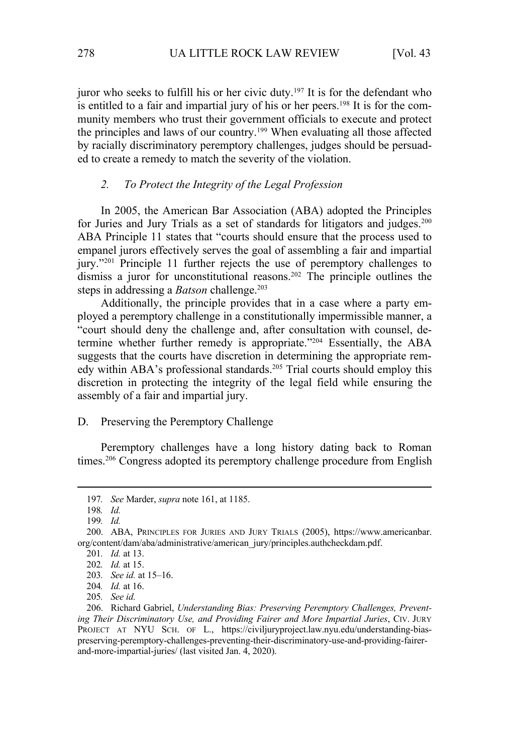juror who seeks to fulfill his or her civic duty.[197] It is for the defendant who is entitled to a fair and impartial jury of his or her peers.[198] It is for the community members who trust their government officials to execute and protect the principles and laws of our country.[199] When evaluating all those affected by racially discriminatory peremptory challenges, judges should be persuaded to create a remedy to match the severity of the violation.

#### *2. To Protect the Integrity of the Legal Profession*

In 2005, the American Bar Association (ABA) adopted the Principles for Juries and Jury Trials as a set of standards for litigators and judges.[200] ABA Principle 11 states that "courts should ensure that the process used to empanel jurors effectively serves the goal of assembling a fair and impartial jury."[201] Principle 11 further rejects the use of peremptory challenges to dismiss a juror for unconstitutional reasons.[202] The principle outlines the steps in addressing a *Batson* challenge.[203]

Additionally, the principle provides that in a case where a party employed a peremptory challenge in a constitutionally impermissible manner, a "court should deny the challenge and, after consultation with counsel, determine whether further remedy is appropriate."[204] Essentially, the ABA suggests that the courts have discretion in determining the appropriate remedy within ABA's professional standards.[205] Trial courts should employ this discretion in protecting the integrity of the legal field while ensuring the assembly of a fair and impartial jury.

### D. Preserving the Peremptory Challenge

Peremptory challenges have a long history dating back to Roman times.[206] Congress adopted its peremptory challenge procedure from English

---

197. *See* Marder, *supra* note 161, at 1185.

198. *Id.*

199. *Id.*

200. ABA, PRINCIPLES FOR JURIES AND JURY TRIALS (2005), https://www.americanbar.org/content/dam/aba/administrative/american_jury/principles.authcheckdam.pdf.

201. *Id.* at 13.

202. *Id.* at 15.

203. *See id.* at 15–16.

204. *Id.* at 16.

205. *See id.*

206. Richard Gabriel, *Understanding Bias: Preserving Peremptory Challenges, Preventing Their Discriminatory Use, and Providing Fairer and More Impartial Juries*, CIV. JURY PROJECT AT NYU SCH. OF L., https://civiljuryproject.law.nyu.edu/understanding-bias-preserving-peremptory-challenges-preventing-their-discriminatory-use-and-providing-fairer-and-more-impartial-juries/ (last visited Jan. 4, 2020).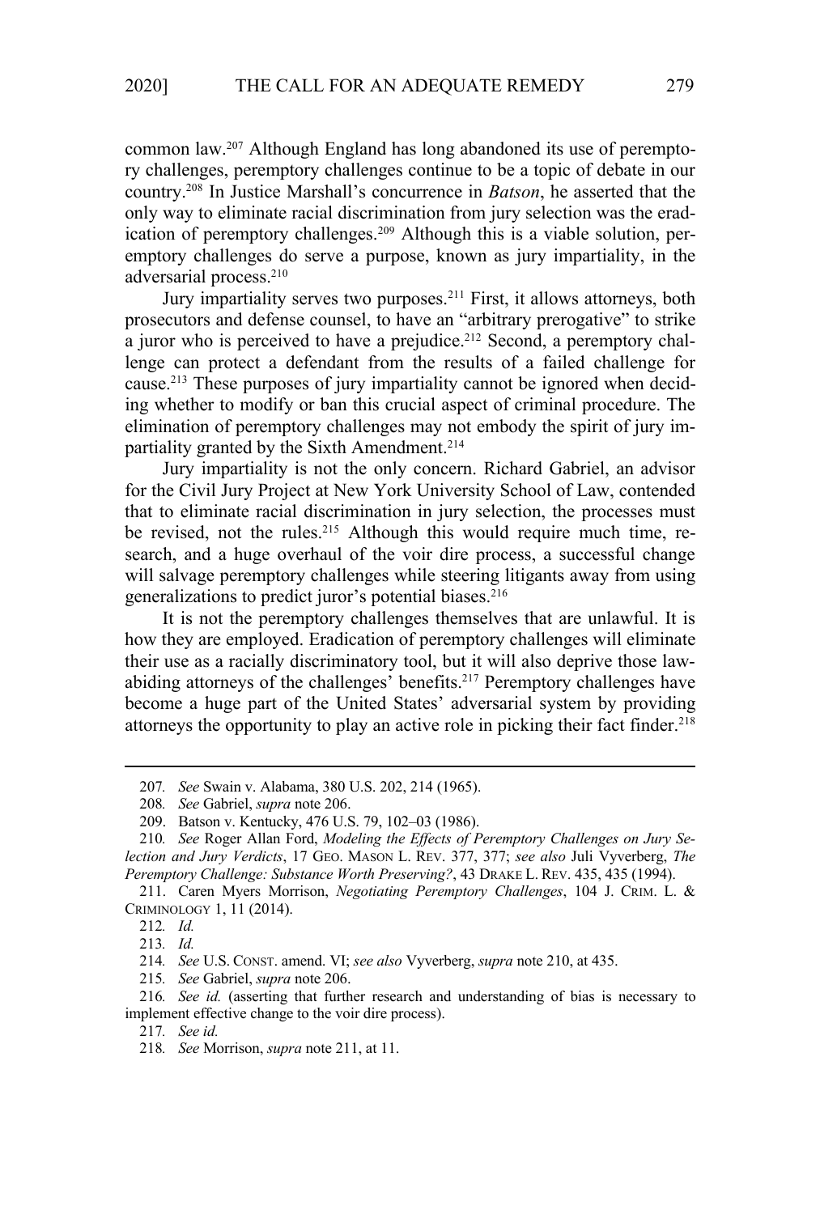common law.[207] Although England has long abandoned its use of peremptory challenges, peremptory challenges continue to be a topic of debate in our country.[208] In Justice Marshall's concurrence in *Batson*, he asserted that the only way to eliminate racial discrimination from jury selection was the eradication of peremptory challenges.[209] Although this is a viable solution, peremptory challenges do serve a purpose, known as jury impartiality, in the adversarial process.[210]

Jury impartiality serves two purposes.[211] First, it allows attorneys, both prosecutors and defense counsel, to have an "arbitrary prerogative" to strike a juror who is perceived to have a prejudice.[212] Second, a peremptory challenge can protect a defendant from the results of a failed challenge for cause.[213] These purposes of jury impartiality cannot be ignored when deciding whether to modify or ban this crucial aspect of criminal procedure. The elimination of peremptory challenges may not embody the spirit of jury impartiality granted by the Sixth Amendment.[214]

Jury impartiality is not the only concern. Richard Gabriel, an advisor for the Civil Jury Project at New York University School of Law, contended that to eliminate racial discrimination in jury selection, the processes must be revised, not the rules.[215] Although this would require much time, research, and a huge overhaul of the voir dire process, a successful change will salvage peremptory challenges while steering litigants away from using generalizations to predict juror's potential biases.[216]

It is not the peremptory challenges themselves that are unlawful. It is how they are employed. Eradication of peremptory challenges will eliminate their use as a racially discriminatory tool, but it will also deprive those law-abiding attorneys of the challenges' benefits.[217] Peremptory challenges have become a huge part of the United States' adversarial system by providing attorneys the opportunity to play an active role in picking their fact finder.[218]

---

207. *See* Swain v. Alabama, 380 U.S. 202, 214 (1965).

208. *See* Gabriel, *supra* note 206.

209. Batson v. Kentucky, 476 U.S. 79, 102–03 (1986).

210. *See* Roger Allan Ford, *Modeling the Effects of Peremptory Challenges on Jury Selection and Jury Verdicts*, 17 GEO. MASON L. REV. 377, 377; *see also* Juli Vyverberg, *The Peremptory Challenge: Substance Worth Preserving?*, 43 DRAKE L. REV. 435, 435 (1994).

211. Caren Myers Morrison, *Negotiating Peremptory Challenges*, 104 J. CRIM. L. & CRIMINOLOGY 1, 11 (2014).

212. *Id.*

213. *Id.*

214. *See* U.S. CONST. amend. VI; *see also* Vyverberg, *supra* note 210, at 435.

215. *See* Gabriel, *supra* note 206.

216. *See id.* (asserting that further research and understanding of bias is necessary to implement effective change to the voir dire process).

217. *See id.*

218. *See* Morrison, *supra* note 211, at 11.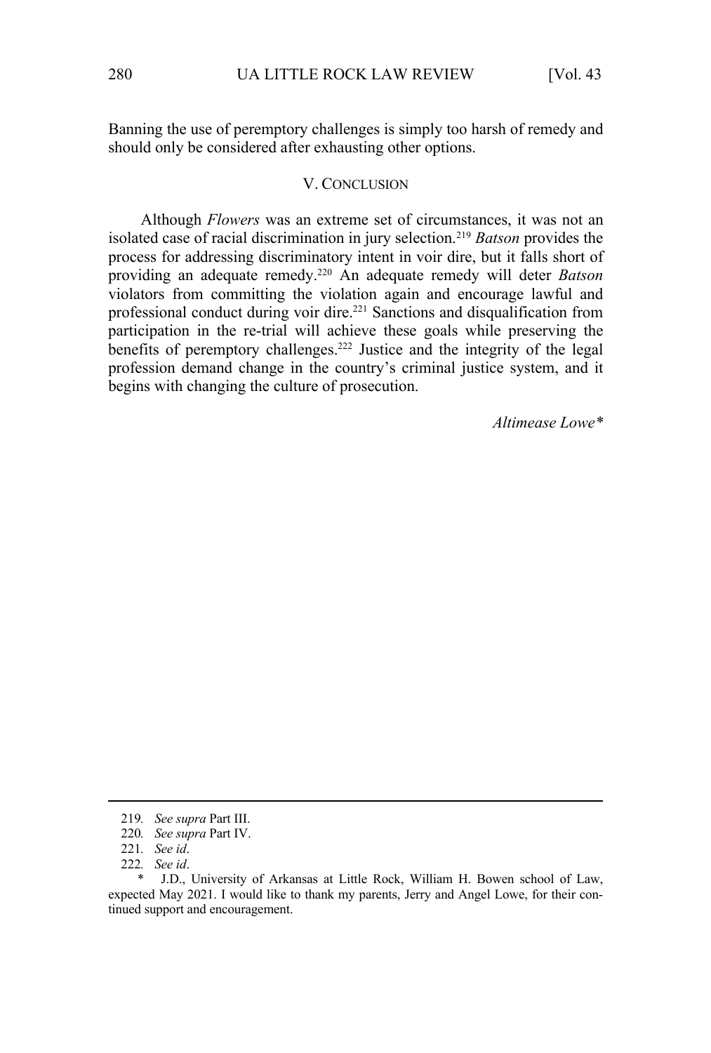Banning the use of peremptory challenges is simply too harsh of remedy and should only be considered after exhausting other options.

## V. CONCLUSION

Although *Flowers* was an extreme set of circumstances, it was not an isolated case of racial discrimination in jury selection.[219] *Batson* provides the process for addressing discriminatory intent in voir dire, but it falls short of providing an adequate remedy.[220] An adequate remedy will deter *Batson* violators from committing the violation again and encourage lawful and professional conduct during voir dire.[221] Sanctions and disqualification from participation in the re-trial will achieve these goals while preserving the benefits of peremptory challenges.[222] Justice and the integrity of the legal profession demand change in the country's criminal justice system, and it begins with changing the culture of prosecution.

*Altimease Lowe\**

---

219. *See supra* Part III.

220. *See supra* Part IV.

221. *See id*.

222. *See id*.

\* J.D., University of Arkansas at Little Rock, William H. Bowen school of Law, expected May 2021. I would like to thank my parents, Jerry and Angel Lowe, for their continued support and encouragement.